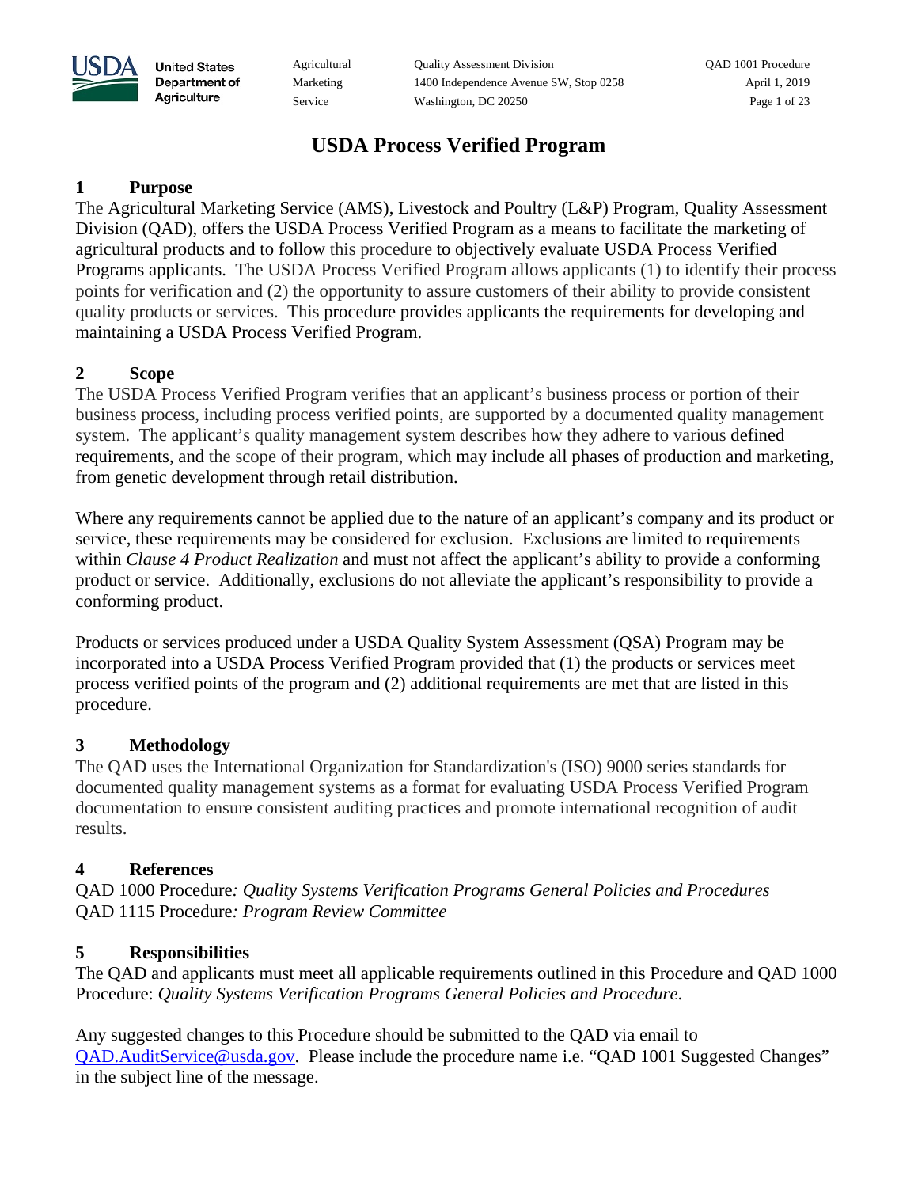# USDA Process Verified Program

## 1 Purpose

The Agricultural Marketing Service (AMS), Livestock and Poultry (L&P) Program, Quality Assessment Division (QAD), offers the USDA Process Verified Program as a means to facilitate the marketing of agricultural products and to follow this procedure to objectively evaluate USDA Process Verified Programs applicants. The USDA Process Verified Program allows applicants (1) to identify their process points for verification and (2) the opportunity to assure customers of their ability to provide consistent quality products or services. This procedure provides applicants the requirements for developing and maintaining a USDA Process Verified Program.

## 2 Scope

The USDA Process Verified Program verifies that an applicant's business process or portion of their business process, including process verified points, are supported by a documented quality management system. The applicant's quality management system describes how they adhere to various defined requirements, and the scope of their program, which may include all phases of production and marketing, from genetic development through retail distribution.

Where any requirements cannot be applied due to the nature of an applicant's company and its product or service, these requirements may be considered for exclusion. Exclusions are limited to requirements within *Clause 4 Product Realization* and must not affect the applicant's ability to provide a conforming product or service. Additionally, exclusions do not alleviate the applicant's responsibility to provide a conforming product.

Products or services produced under a USDA Quality System Assessment (QSA) Program may be incorporated into a USDA Process Verified Program provided that (1) the products or services meet process verified points of the program and (2) additional requirements are met that are listed in this procedure.

## 3 Methodology

The QAD uses the International Organization for Standardization's (ISO) 9000 series standards for documented quality management systems as a format for evaluating USDA Process Verified Program documentation to ensure consistent auditing practices and promote international recognition of audit results.

## 4 References

QAD 1000 Procedure*: Quality Systems Verification Programs General Policies and Procedures*
QAD 1115 Procedure*: Program Review Committee*

## 5 Responsibilities

The QAD and applicants must meet all applicable requirements outlined in this Procedure and QAD 1000 Procedure: *Quality Systems Verification Programs General Policies and Procedure*.

Any suggested changes to this Procedure should be submitted to the QAD via email to QAD.AuditService@usda.gov. Please include the procedure name i.e. "QAD 1001 Suggested Changes" in the subject line of the message.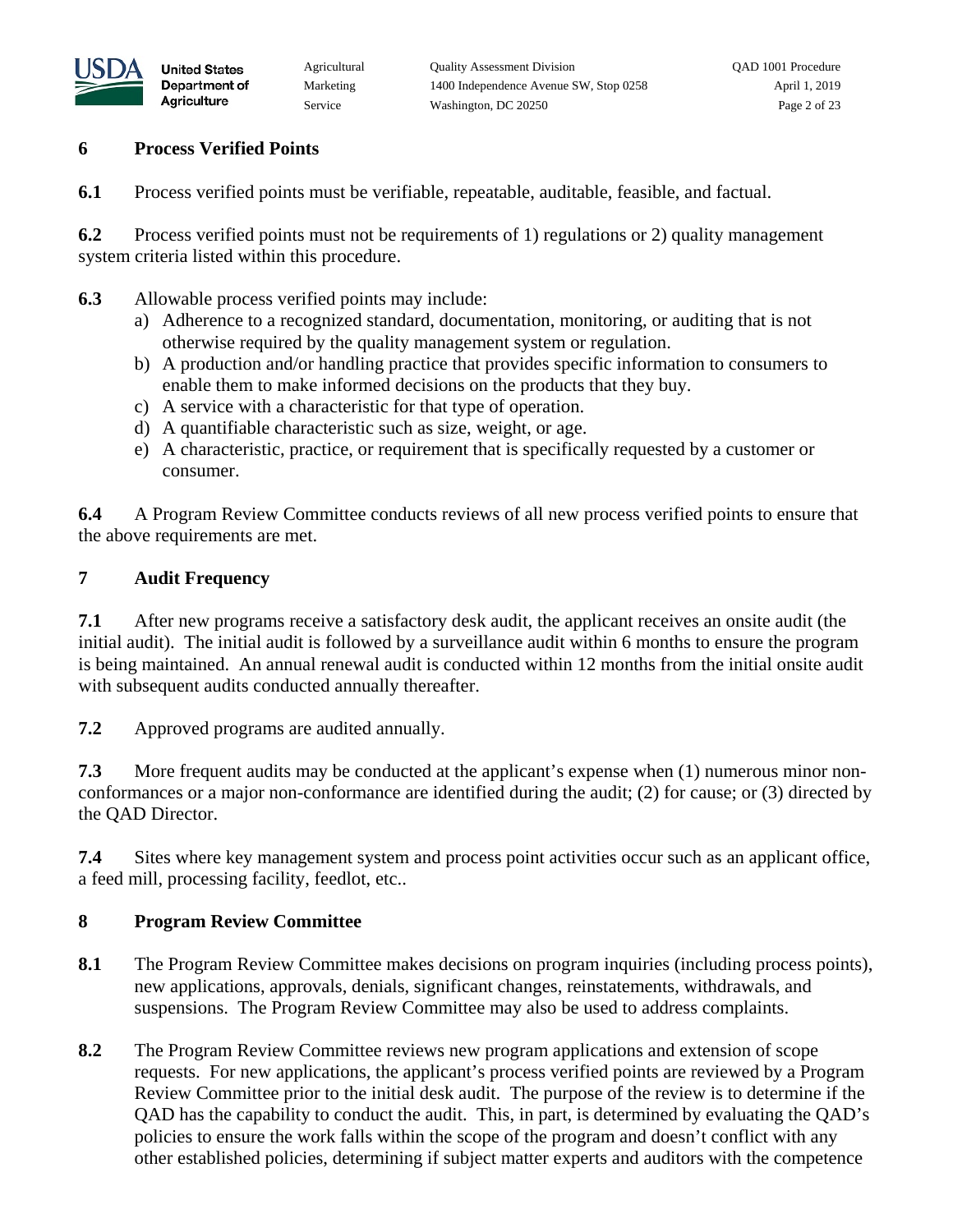## 6 Process Verified Points

**6.1** Process verified points must be verifiable, repeatable, auditable, feasible, and factual.

**6.2** Process verified points must not be requirements of 1) regulations or 2) quality management system criteria listed within this procedure.

**6.3** Allowable process verified points may include:

a) Adherence to a recognized standard, documentation, monitoring, or auditing that is not otherwise required by the quality management system or regulation.
b) A production and/or handling practice that provides specific information to consumers to enable them to make informed decisions on the products that they buy.
c) A service with a characteristic for that type of operation.
d) A quantifiable characteristic such as size, weight, or age.
e) A characteristic, practice, or requirement that is specifically requested by a customer or consumer.

**6.4** A Program Review Committee conducts reviews of all new process verified points to ensure that the above requirements are met.

## 7 Audit Frequency

**7.1** After new programs receive a satisfactory desk audit, the applicant receives an onsite audit (the initial audit). The initial audit is followed by a surveillance audit within 6 months to ensure the program is being maintained. An annual renewal audit is conducted within 12 months from the initial onsite audit with subsequent audits conducted annually thereafter.

**7.2** Approved programs are audited annually.

**7.3** More frequent audits may be conducted at the applicant's expense when (1) numerous minor non-conformances or a major non-conformance are identified during the audit; (2) for cause; or (3) directed by the QAD Director.

**7.4** Sites where key management system and process point activities occur such as an applicant office, a feed mill, processing facility, feedlot, etc..

## 8 Program Review Committee

**8.1** The Program Review Committee makes decisions on program inquiries (including process points), new applications, approvals, denials, significant changes, reinstatements, withdrawals, and suspensions. The Program Review Committee may also be used to address complaints.

**8.2** The Program Review Committee reviews new program applications and extension of scope requests. For new applications, the applicant's process verified points are reviewed by a Program Review Committee prior to the initial desk audit. The purpose of the review is to determine if the QAD has the capability to conduct the audit. This, in part, is determined by evaluating the QAD's policies to ensure the work falls within the scope of the program and doesn't conflict with any other established policies, determining if subject matter experts and auditors with the competence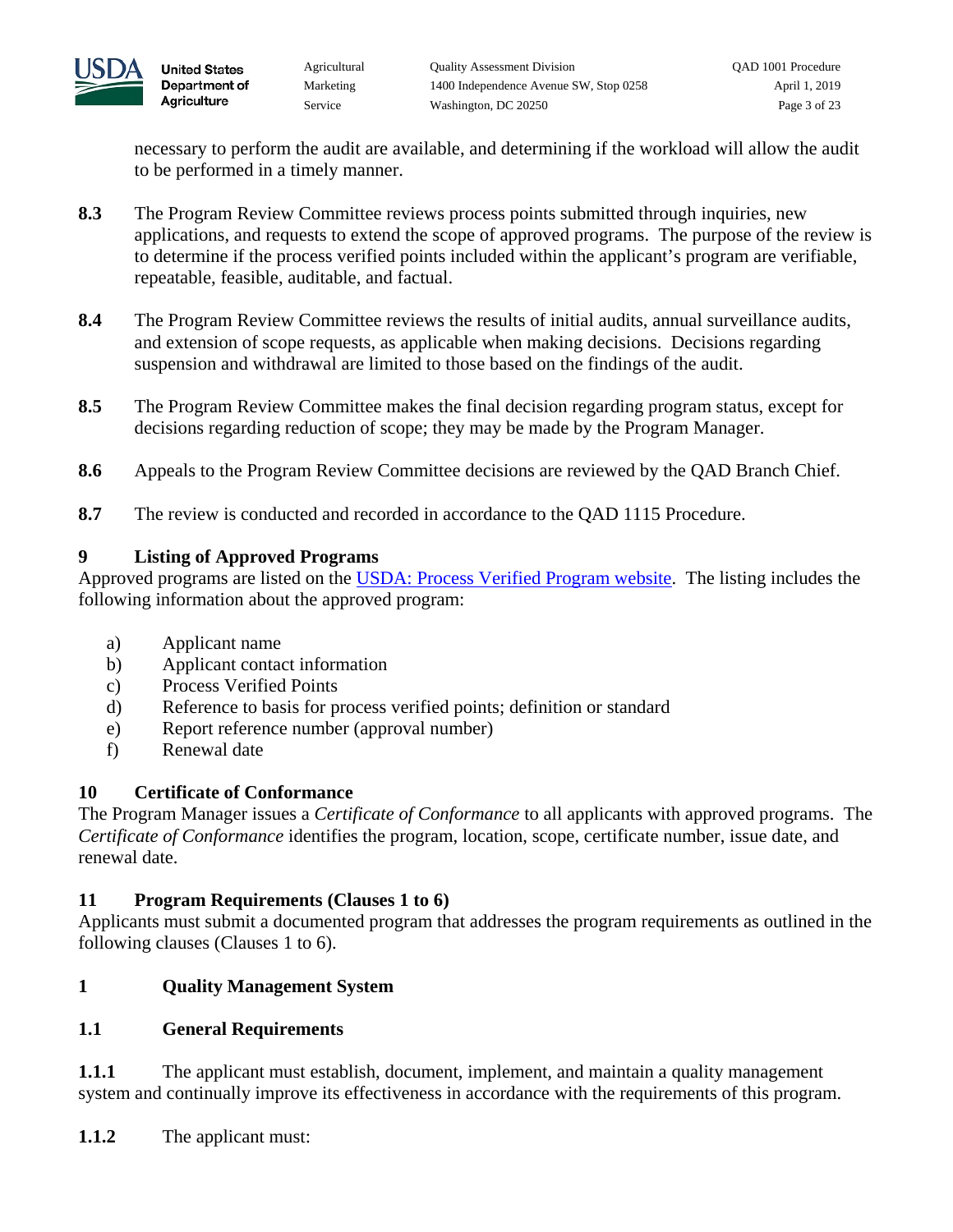necessary to perform the audit are available, and determining if the workload will allow the audit to be performed in a timely manner.

**8.3** The Program Review Committee reviews process points submitted through inquiries, new applications, and requests to extend the scope of approved programs. The purpose of the review is to determine if the process verified points included within the applicant's program are verifiable, repeatable, feasible, auditable, and factual.

**8.4** The Program Review Committee reviews the results of initial audits, annual surveillance audits, and extension of scope requests, as applicable when making decisions. Decisions regarding suspension and withdrawal are limited to those based on the findings of the audit.

**8.5** The Program Review Committee makes the final decision regarding program status, except for decisions regarding reduction of scope; they may be made by the Program Manager.

**8.6** Appeals to the Program Review Committee decisions are reviewed by the QAD Branch Chief.

**8.7** The review is conducted and recorded in accordance to the QAD 1115 Procedure.

## 9 Listing of Approved Programs

Approved programs are listed on the USDA: Process Verified Program website. The listing includes the following information about the approved program:

a) Applicant name
b) Applicant contact information
c) Process Verified Points
d) Reference to basis for process verified points; definition or standard
e) Report reference number (approval number)
f) Renewal date

## 10 Certificate of Conformance

The Program Manager issues a *Certificate of Conformance* to all applicants with approved programs. The *Certificate of Conformance* identifies the program, location, scope, certificate number, issue date, and renewal date.

## 11 Program Requirements (Clauses 1 to 6)

Applicants must submit a documented program that addresses the program requirements as outlined in the following clauses (Clauses 1 to 6).

## 1 Quality Management System

### 1.1 General Requirements

**1.1.1** The applicant must establish, document, implement, and maintain a quality management system and continually improve its effectiveness in accordance with the requirements of this program.

**1.1.2** The applicant must: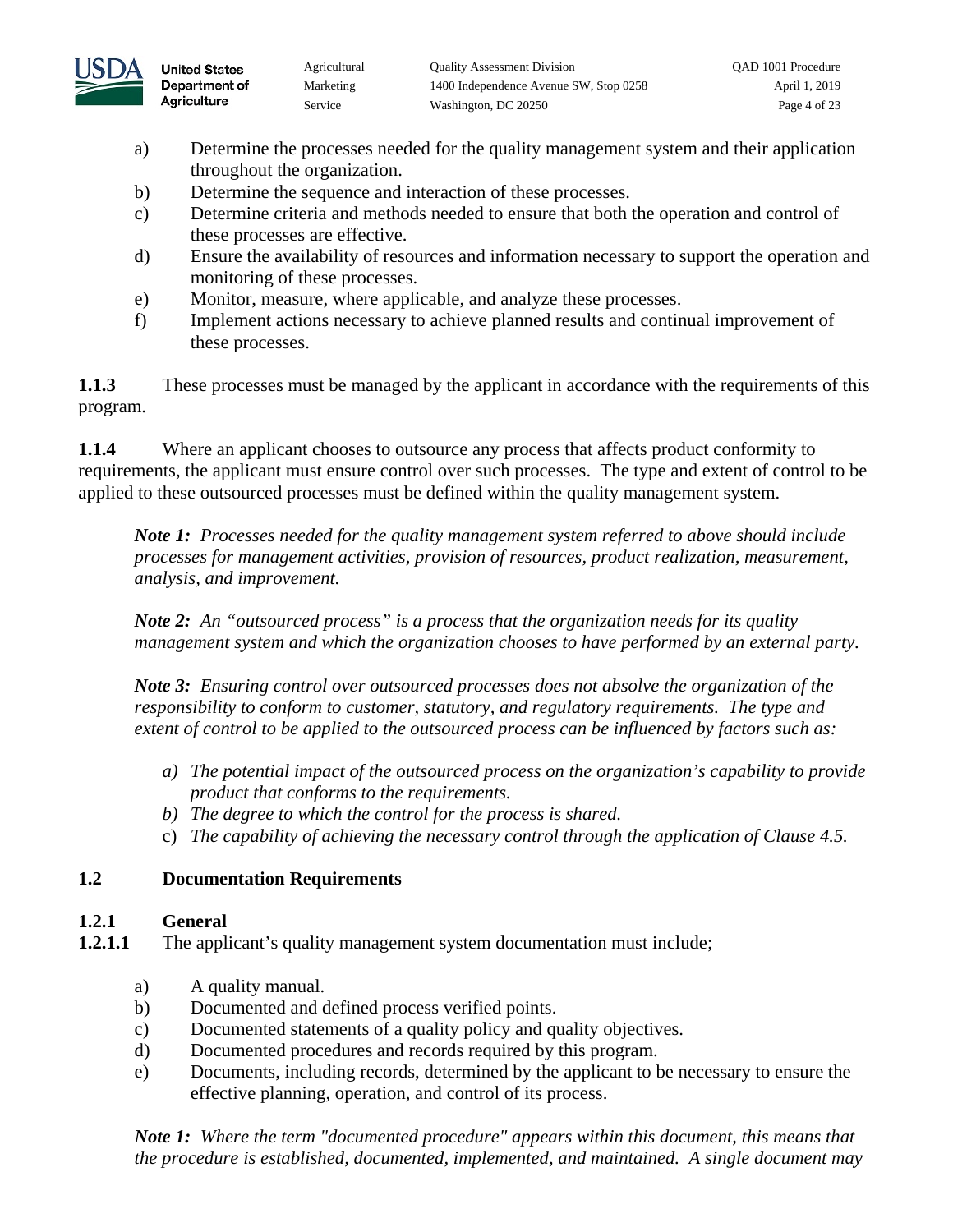a) Determine the processes needed for the quality management system and their application throughout the organization.
b) Determine the sequence and interaction of these processes.
c) Determine criteria and methods needed to ensure that both the operation and control of these processes are effective.
d) Ensure the availability of resources and information necessary to support the operation and monitoring of these processes.
e) Monitor, measure, where applicable, and analyze these processes.
f) Implement actions necessary to achieve planned results and continual improvement of these processes.

**1.1.3** These processes must be managed by the applicant in accordance with the requirements of this program.

**1.1.4** Where an applicant chooses to outsource any process that affects product conformity to requirements, the applicant must ensure control over such processes. The type and extent of control to be applied to these outsourced processes must be defined within the quality management system.

> ***Note 1:*** *Processes needed for the quality management system referred to above should include processes for management activities, provision of resources, product realization, measurement, analysis, and improvement.*
>
> ***Note 2:*** *An "outsourced process" is a process that the organization needs for its quality management system and which the organization chooses to have performed by an external party.*
>
> ***Note 3:*** *Ensuring control over outsourced processes does not absolve the organization of the responsibility to conform to customer, statutory, and regulatory requirements. The type and extent of control to be applied to the outsourced process can be influenced by factors such as:*
>
> a) *The potential impact of the outsourced process on the organization's capability to provide product that conforms to the requirements.*
> b) *The degree to which the control for the process is shared.*
> c) *The capability of achieving the necessary control through the application of Clause 4.5.*

## 1.2 Documentation Requirements

### 1.2.1 General

**1.2.1.1** The applicant's quality management system documentation must include;

a) A quality manual.
b) Documented and defined process verified points.
c) Documented statements of a quality policy and quality objectives.
d) Documented procedures and records required by this program.
e) Documents, including records, determined by the applicant to be necessary to ensure the effective planning, operation, and control of its process.

> ***Note 1:*** *Where the term "documented procedure" appears within this document, this means that the procedure is established, documented, implemented, and maintained. A single document may*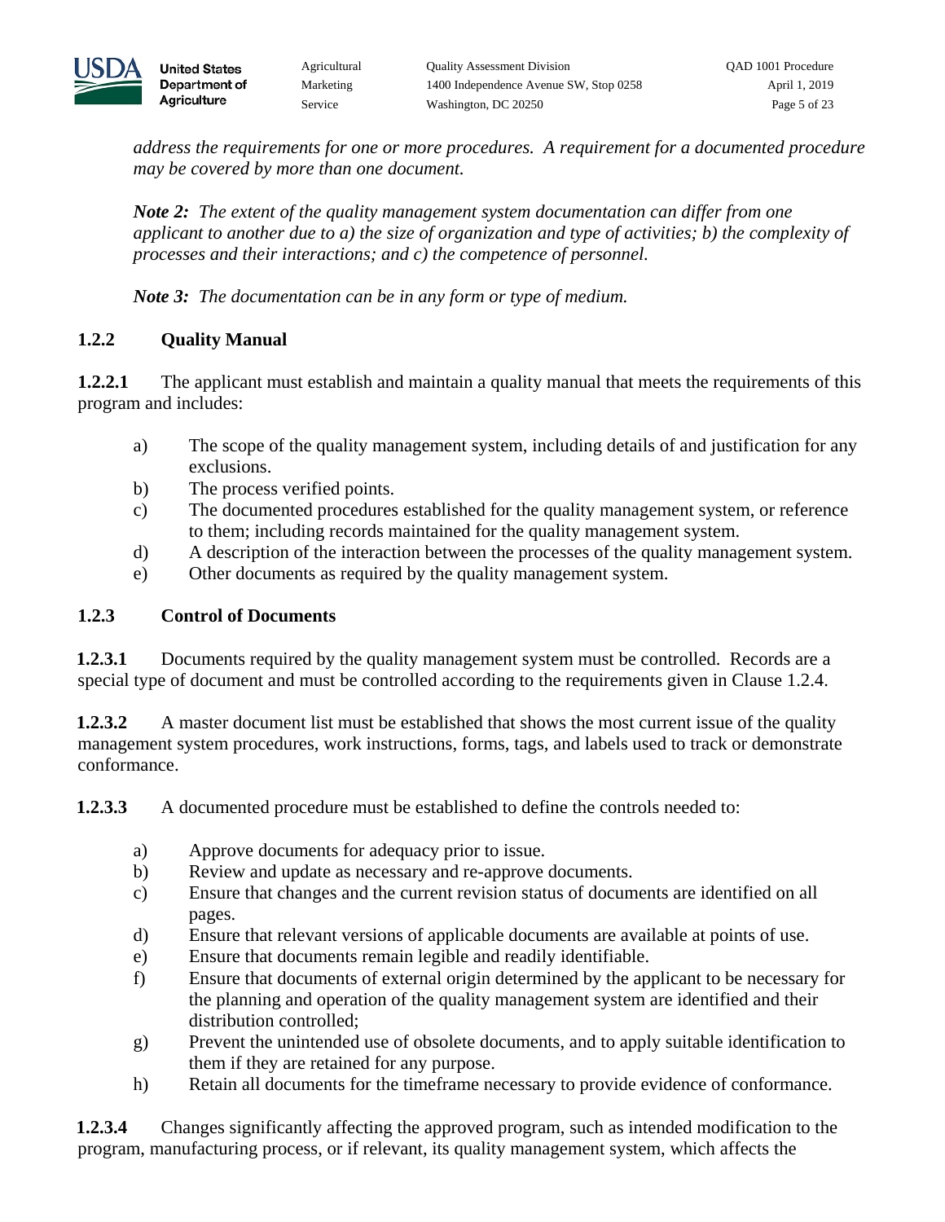*address the requirements for one or more procedures. A requirement for a documented procedure may be covered by more than one document.*

***Note 2:*** *The extent of the quality management system documentation can differ from one applicant to another due to a) the size of organization and type of activities; b) the complexity of processes and their interactions; and c) the competence of personnel.*

***Note 3:*** *The documentation can be in any form or type of medium.*

### 1.2.2 Quality Manual

**1.2.2.1** The applicant must establish and maintain a quality manual that meets the requirements of this program and includes:

- a) The scope of the quality management system, including details of and justification for any exclusions.
- b) The process verified points.
- c) The documented procedures established for the quality management system, or reference to them; including records maintained for the quality management system.
- d) A description of the interaction between the processes of the quality management system.
- e) Other documents as required by the quality management system.

### 1.2.3 Control of Documents

**1.2.3.1** Documents required by the quality management system must be controlled. Records are a special type of document and must be controlled according to the requirements given in Clause 1.2.4.

**1.2.3.2** A master document list must be established that shows the most current issue of the quality management system procedures, work instructions, forms, tags, and labels used to track or demonstrate conformance.

**1.2.3.3** A documented procedure must be established to define the controls needed to:

- a) Approve documents for adequacy prior to issue.
- b) Review and update as necessary and re-approve documents.
- c) Ensure that changes and the current revision status of documents are identified on all pages.
- d) Ensure that relevant versions of applicable documents are available at points of use.
- e) Ensure that documents remain legible and readily identifiable.
- f) Ensure that documents of external origin determined by the applicant to be necessary for the planning and operation of the quality management system are identified and their distribution controlled;
- g) Prevent the unintended use of obsolete documents, and to apply suitable identification to them if they are retained for any purpose.
- h) Retain all documents for the timeframe necessary to provide evidence of conformance.

**1.2.3.4** Changes significantly affecting the approved program, such as intended modification to the program, manufacturing process, or if relevant, its quality management system, which affects the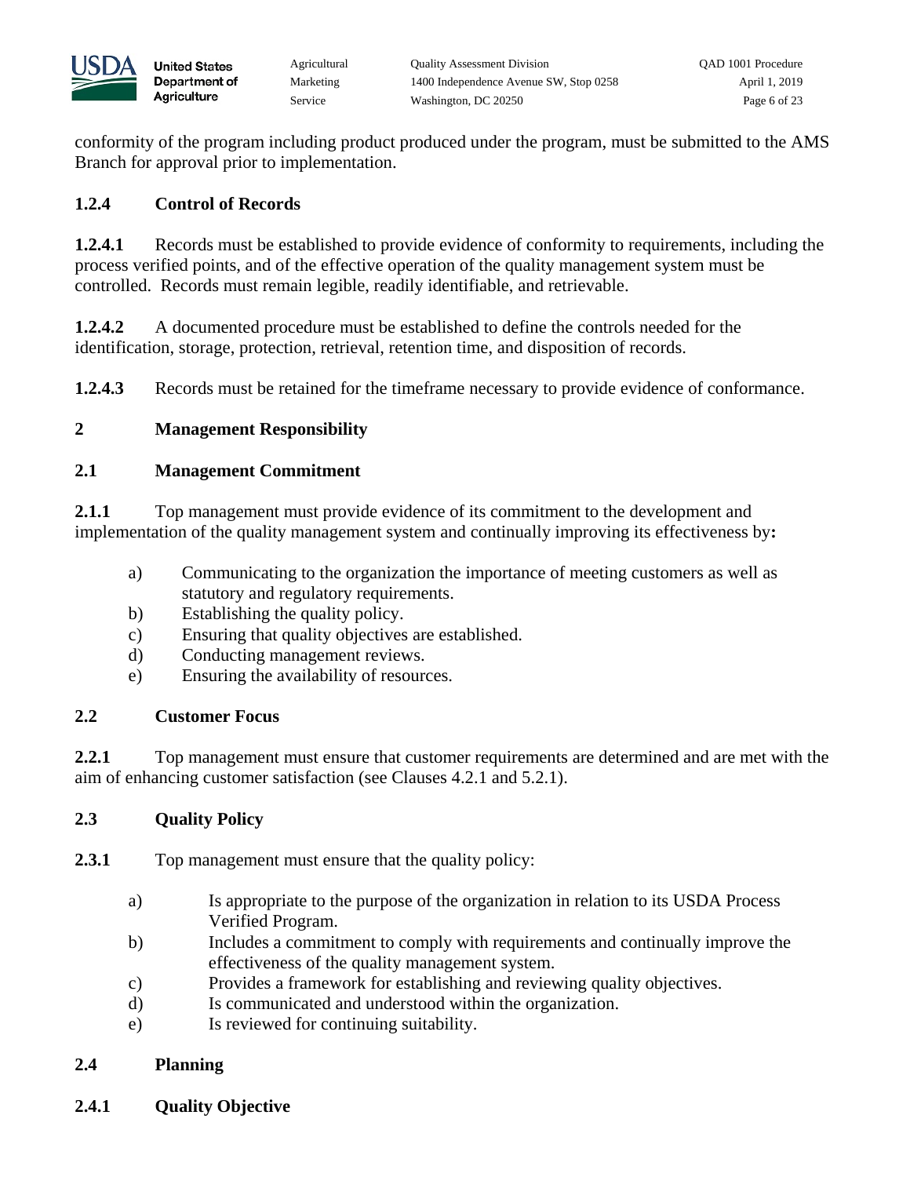conformity of the program including product produced under the program, must be submitted to the AMS Branch for approval prior to implementation.

### 1.2.4 Control of Records

**1.2.4.1** Records must be established to provide evidence of conformity to requirements, including the process verified points, and of the effective operation of the quality management system must be controlled. Records must remain legible, readily identifiable, and retrievable.

**1.2.4.2** A documented procedure must be established to define the controls needed for the identification, storage, protection, retrieval, retention time, and disposition of records.

**1.2.4.3** Records must be retained for the timeframe necessary to provide evidence of conformance.

## 2 Management Responsibility

### 2.1 Management Commitment

**2.1.1** Top management must provide evidence of its commitment to the development and implementation of the quality management system and continually improving its effectiveness by**:**

a) Communicating to the organization the importance of meeting customers as well as statutory and regulatory requirements.
b) Establishing the quality policy.
c) Ensuring that quality objectives are established.
d) Conducting management reviews.
e) Ensuring the availability of resources.

### 2.2 Customer Focus

**2.2.1** Top management must ensure that customer requirements are determined and are met with the aim of enhancing customer satisfaction (see Clauses 4.2.1 and 5.2.1).

### 2.3 Quality Policy

**2.3.1** Top management must ensure that the quality policy:

a) Is appropriate to the purpose of the organization in relation to its USDA Process Verified Program.
b) Includes a commitment to comply with requirements and continually improve the effectiveness of the quality management system.
c) Provides a framework for establishing and reviewing quality objectives.
d) Is communicated and understood within the organization.
e) Is reviewed for continuing suitability.

### 2.4 Planning

#### 2.4.1 Quality Objective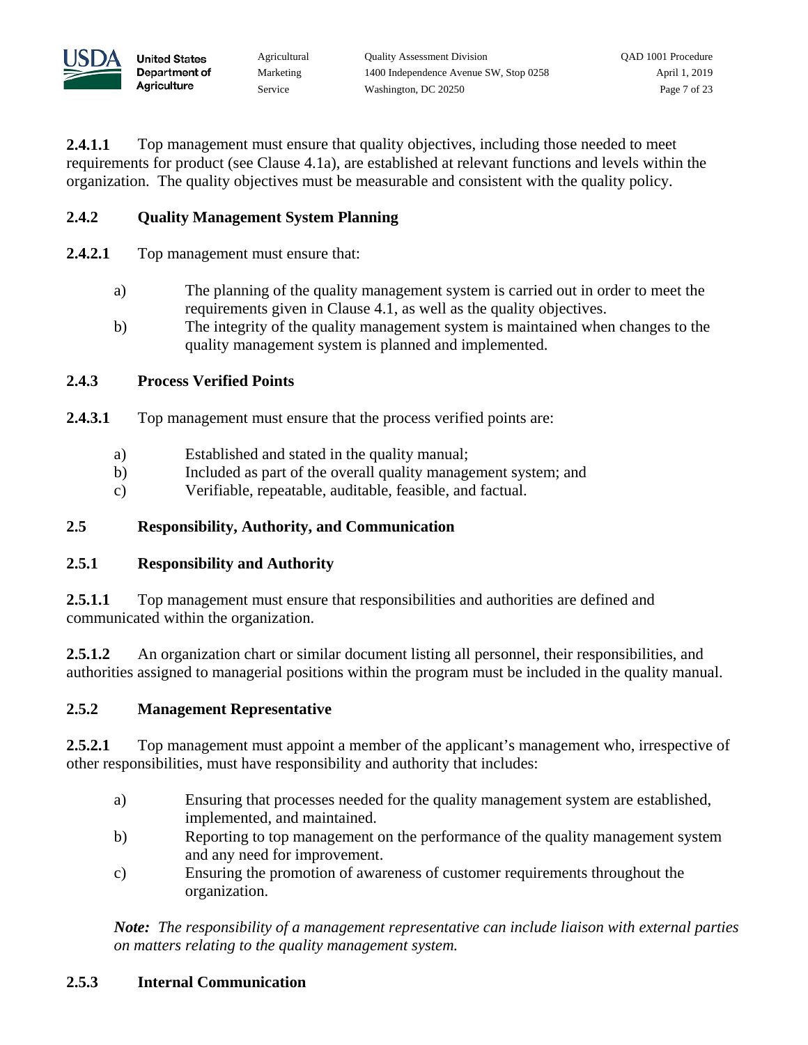**2.4.1.1** Top management must ensure that quality objectives, including those needed to meet requirements for product (see Clause 4.1a), are established at relevant functions and levels within the organization. The quality objectives must be measurable and consistent with the quality policy.

### 2.4.2 Quality Management System Planning

**2.4.2.1** Top management must ensure that:

a) The planning of the quality management system is carried out in order to meet the requirements given in Clause 4.1, as well as the quality objectives.
b) The integrity of the quality management system is maintained when changes to the quality management system is planned and implemented.

### 2.4.3 Process Verified Points

**2.4.3.1** Top management must ensure that the process verified points are:

a) Established and stated in the quality manual;
b) Included as part of the overall quality management system; and
c) Verifiable, repeatable, auditable, feasible, and factual.

## 2.5 Responsibility, Authority, and Communication

### 2.5.1 Responsibility and Authority

**2.5.1.1** Top management must ensure that responsibilities and authorities are defined and communicated within the organization.

**2.5.1.2** An organization chart or similar document listing all personnel, their responsibilities, and authorities assigned to managerial positions within the program must be included in the quality manual.

### 2.5.2 Management Representative

**2.5.2.1** Top management must appoint a member of the applicant's management who, irrespective of other responsibilities, must have responsibility and authority that includes:

a) Ensuring that processes needed for the quality management system are established, implemented, and maintained.
b) Reporting to top management on the performance of the quality management system and any need for improvement.
c) Ensuring the promotion of awareness of customer requirements throughout the organization.

***Note:*** *The responsibility of a management representative can include liaison with external parties on matters relating to the quality management system.*

### 2.5.3 Internal Communication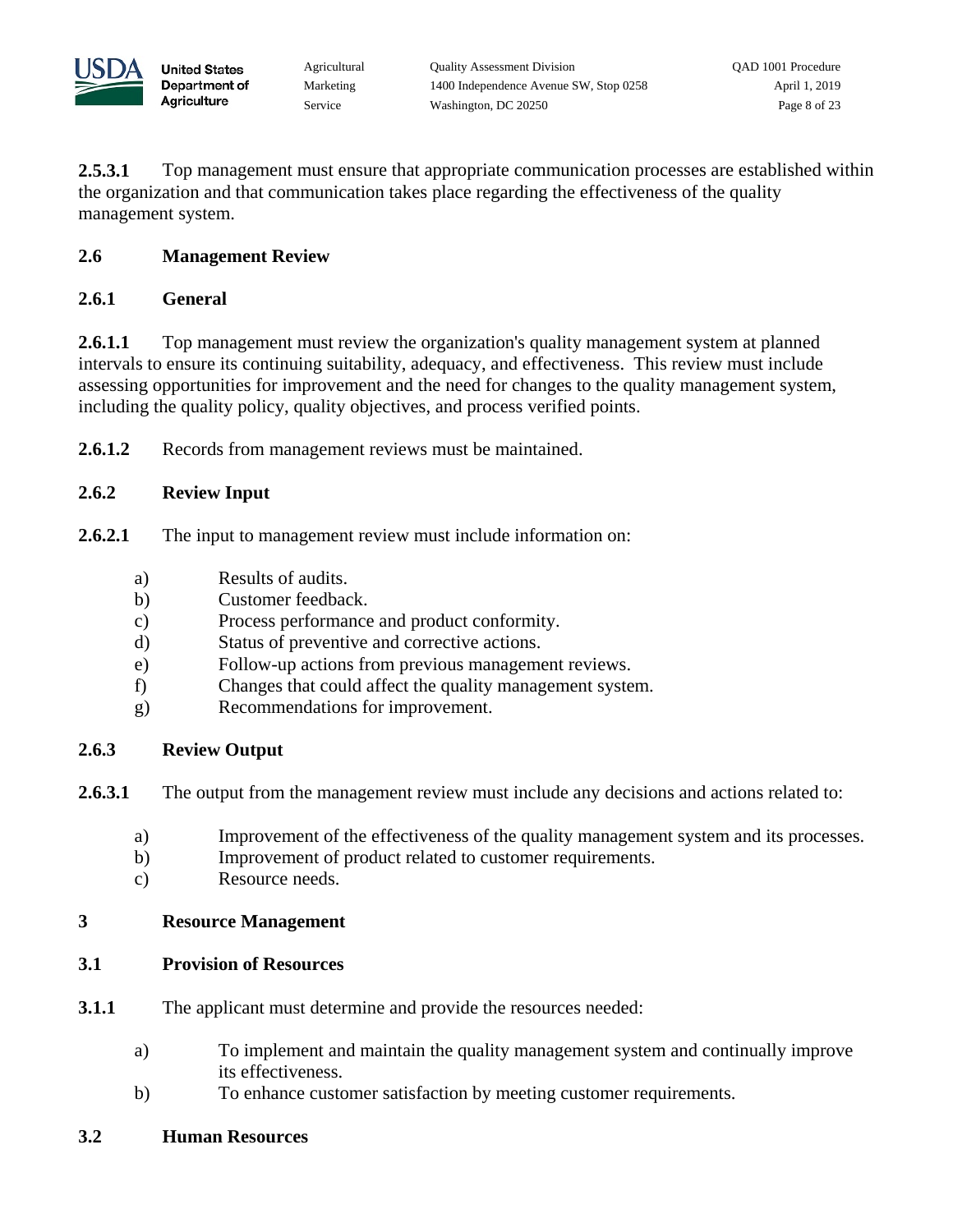**2.5.3.1** Top management must ensure that appropriate communication processes are established within the organization and that communication takes place regarding the effectiveness of the quality management system.

### 2.6 Management Review

#### 2.6.1 General

**2.6.1.1** Top management must review the organization's quality management system at planned intervals to ensure its continuing suitability, adequacy, and effectiveness. This review must include assessing opportunities for improvement and the need for changes to the quality management system, including the quality policy, quality objectives, and process verified points.

**2.6.1.2** Records from management reviews must be maintained.

#### 2.6.2 Review Input

**2.6.2.1** The input to management review must include information on:

a) Results of audits.
b) Customer feedback.
c) Process performance and product conformity.
d) Status of preventive and corrective actions.
e) Follow-up actions from previous management reviews.
f) Changes that could affect the quality management system.
g) Recommendations for improvement.

#### 2.6.3 Review Output

**2.6.3.1** The output from the management review must include any decisions and actions related to:

a) Improvement of the effectiveness of the quality management system and its processes.
b) Improvement of product related to customer requirements.
c) Resource needs.

## 3 Resource Management

### 3.1 Provision of Resources

**3.1.1** The applicant must determine and provide the resources needed:

a) To implement and maintain the quality management system and continually improve its effectiveness.
b) To enhance customer satisfaction by meeting customer requirements.

### 3.2 Human Resources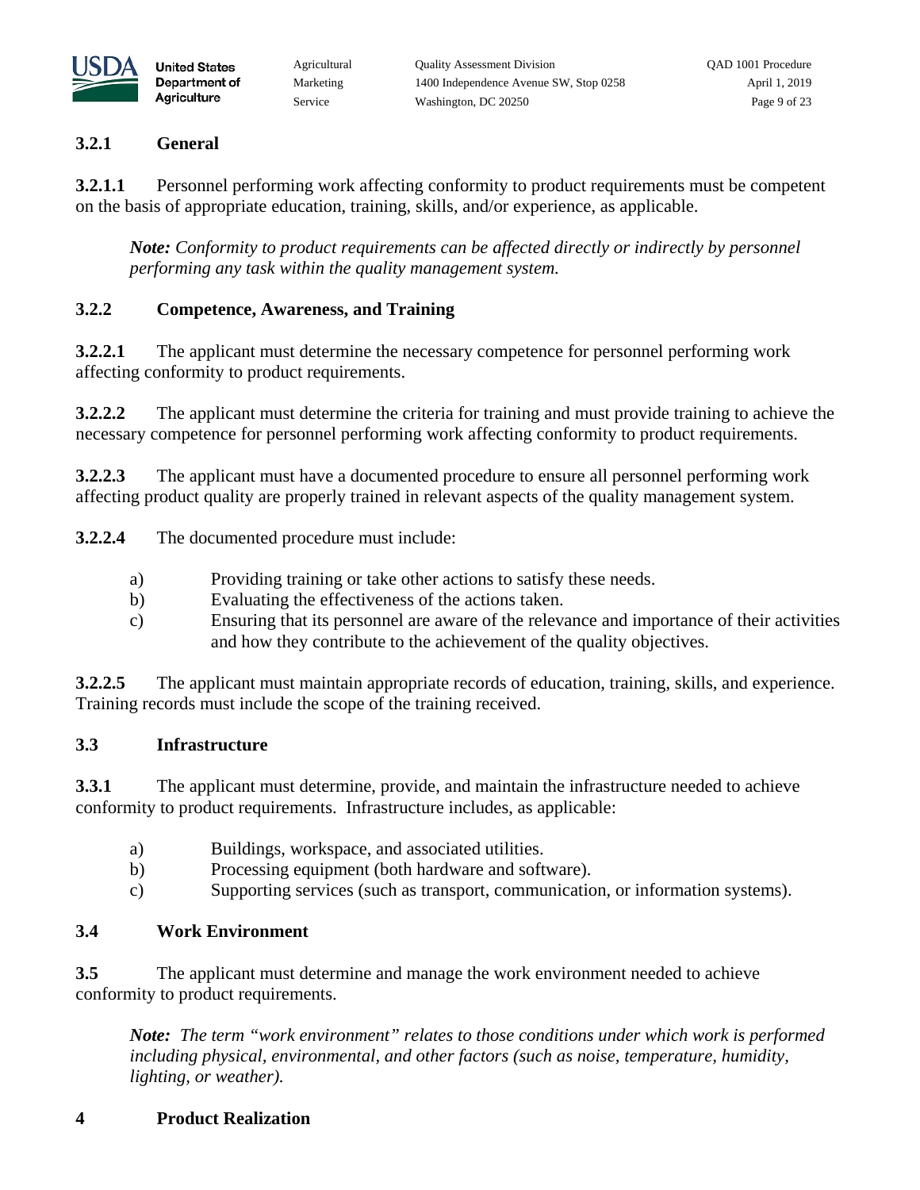### 3.2.1 General

**3.2.1.1** Personnel performing work affecting conformity to product requirements must be competent on the basis of appropriate education, training, skills, and/or experience, as applicable.

> ***Note:*** *Conformity to product requirements can be affected directly or indirectly by personnel performing any task within the quality management system.*

### 3.2.2 Competence, Awareness, and Training

**3.2.2.1** The applicant must determine the necessary competence for personnel performing work affecting conformity to product requirements.

**3.2.2.2** The applicant must determine the criteria for training and must provide training to achieve the necessary competence for personnel performing work affecting conformity to product requirements.

**3.2.2.3** The applicant must have a documented procedure to ensure all personnel performing work affecting product quality are properly trained in relevant aspects of the quality management system.

**3.2.2.4** The documented procedure must include:

a) Providing training or take other actions to satisfy these needs.
b) Evaluating the effectiveness of the actions taken.
c) Ensuring that its personnel are aware of the relevance and importance of their activities and how they contribute to the achievement of the quality objectives.

**3.2.2.5** The applicant must maintain appropriate records of education, training, skills, and experience. Training records must include the scope of the training received.

## 3.3 Infrastructure

**3.3.1** The applicant must determine, provide, and maintain the infrastructure needed to achieve conformity to product requirements. Infrastructure includes, as applicable:

a) Buildings, workspace, and associated utilities.
b) Processing equipment (both hardware and software).
c) Supporting services (such as transport, communication, or information systems).

## 3.4 Work Environment

**3.5** The applicant must determine and manage the work environment needed to achieve conformity to product requirements.

> ***Note:*** *The term "work environment" relates to those conditions under which work is performed including physical, environmental, and other factors (such as noise, temperature, humidity, lighting, or weather).*

# 4 Product Realization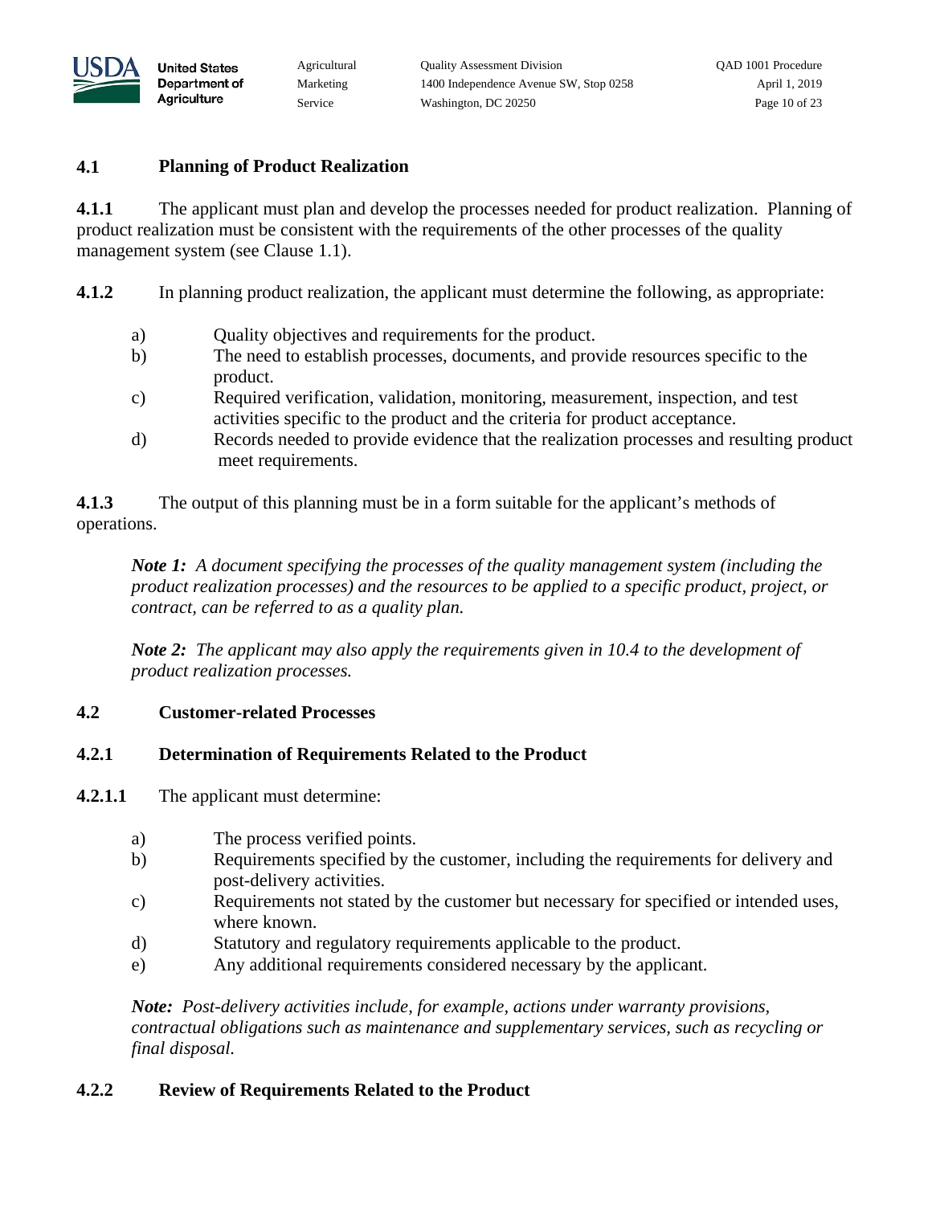## 4.1 Planning of Product Realization

**4.1.1** The applicant must plan and develop the processes needed for product realization. Planning of product realization must be consistent with the requirements of the other processes of the quality management system (see Clause 1.1).

**4.1.2** In planning product realization, the applicant must determine the following, as appropriate:

a) Quality objectives and requirements for the product.
b) The need to establish processes, documents, and provide resources specific to the product.
c) Required verification, validation, monitoring, measurement, inspection, and test activities specific to the product and the criteria for product acceptance.
d) Records needed to provide evidence that the realization processes and resulting product meet requirements.

**4.1.3** The output of this planning must be in a form suitable for the applicant's methods of operations.

> ***Note 1:*** *A document specifying the processes of the quality management system (including the product realization processes) and the resources to be applied to a specific product, project, or contract, can be referred to as a quality plan.*

> ***Note 2:*** *The applicant may also apply the requirements given in 10.4 to the development of product realization processes.*

## 4.2 Customer-related Processes

### 4.2.1 Determination of Requirements Related to the Product

**4.2.1.1** The applicant must determine:

a) The process verified points.
b) Requirements specified by the customer, including the requirements for delivery and post-delivery activities.
c) Requirements not stated by the customer but necessary for specified or intended uses, where known.
d) Statutory and regulatory requirements applicable to the product.
e) Any additional requirements considered necessary by the applicant.

> ***Note:*** *Post-delivery activities include, for example, actions under warranty provisions, contractual obligations such as maintenance and supplementary services, such as recycling or final disposal.*

### 4.2.2 Review of Requirements Related to the Product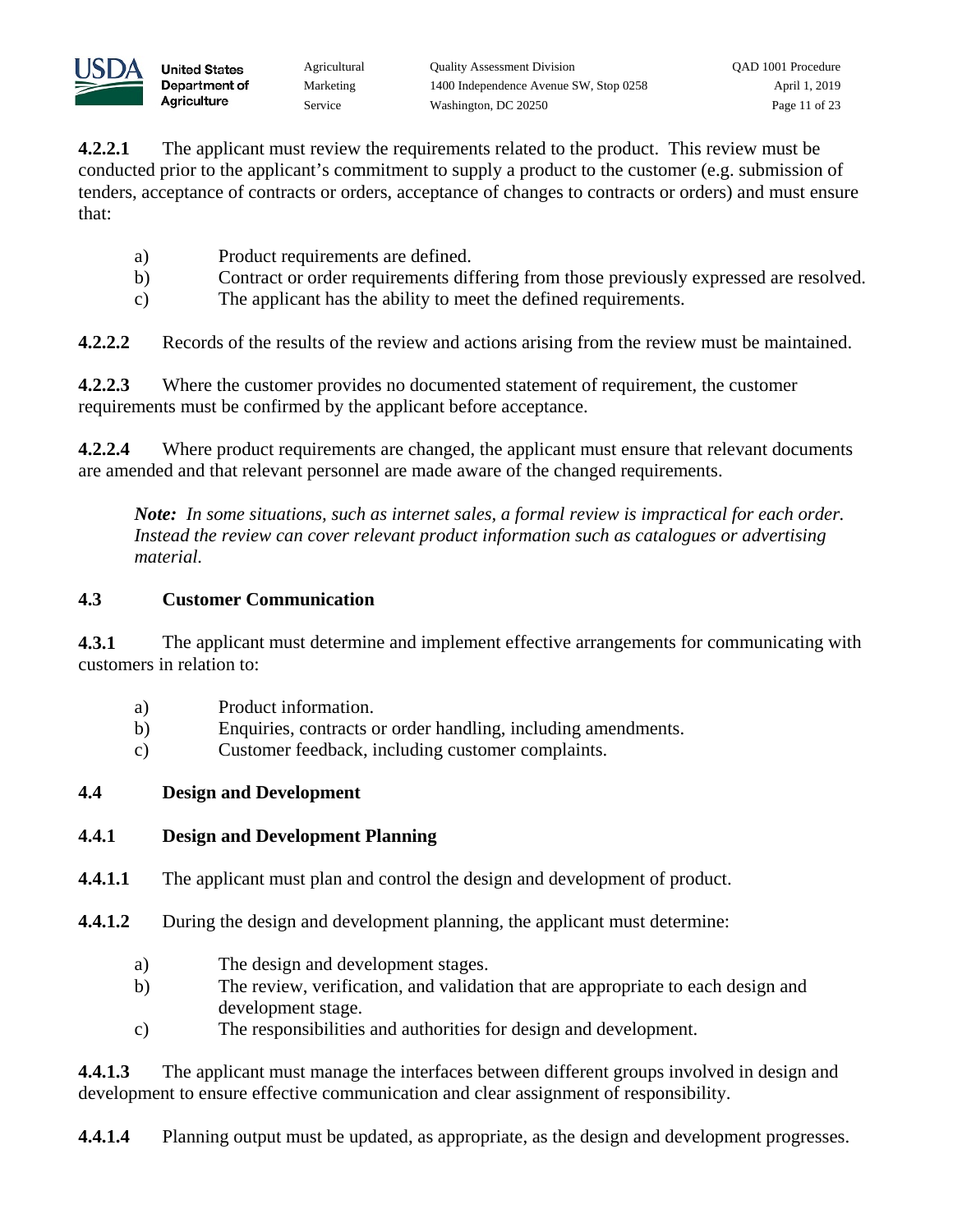**4.2.2.1** The applicant must review the requirements related to the product. This review must be conducted prior to the applicant's commitment to supply a product to the customer (e.g. submission of tenders, acceptance of contracts or orders, acceptance of changes to contracts or orders) and must ensure that:

a) Product requirements are defined.
b) Contract or order requirements differing from those previously expressed are resolved.
c) The applicant has the ability to meet the defined requirements.

**4.2.2.2** Records of the results of the review and actions arising from the review must be maintained.

**4.2.2.3** Where the customer provides no documented statement of requirement, the customer requirements must be confirmed by the applicant before acceptance.

**4.2.2.4** Where product requirements are changed, the applicant must ensure that relevant documents are amended and that relevant personnel are made aware of the changed requirements.

> ***Note:*** *In some situations, such as internet sales, a formal review is impractical for each order. Instead the review can cover relevant product information such as catalogues or advertising material.*

### 4.3 Customer Communication

**4.3.1** The applicant must determine and implement effective arrangements for communicating with customers in relation to:

a) Product information.
b) Enquiries, contracts or order handling, including amendments.
c) Customer feedback, including customer complaints.

### 4.4 Design and Development

#### 4.4.1 Design and Development Planning

**4.4.1.1** The applicant must plan and control the design and development of product.

**4.4.1.2** During the design and development planning, the applicant must determine:

a) The design and development stages.
b) The review, verification, and validation that are appropriate to each design and development stage.
c) The responsibilities and authorities for design and development.

**4.4.1.3** The applicant must manage the interfaces between different groups involved in design and development to ensure effective communication and clear assignment of responsibility.

**4.4.1.4** Planning output must be updated, as appropriate, as the design and development progresses.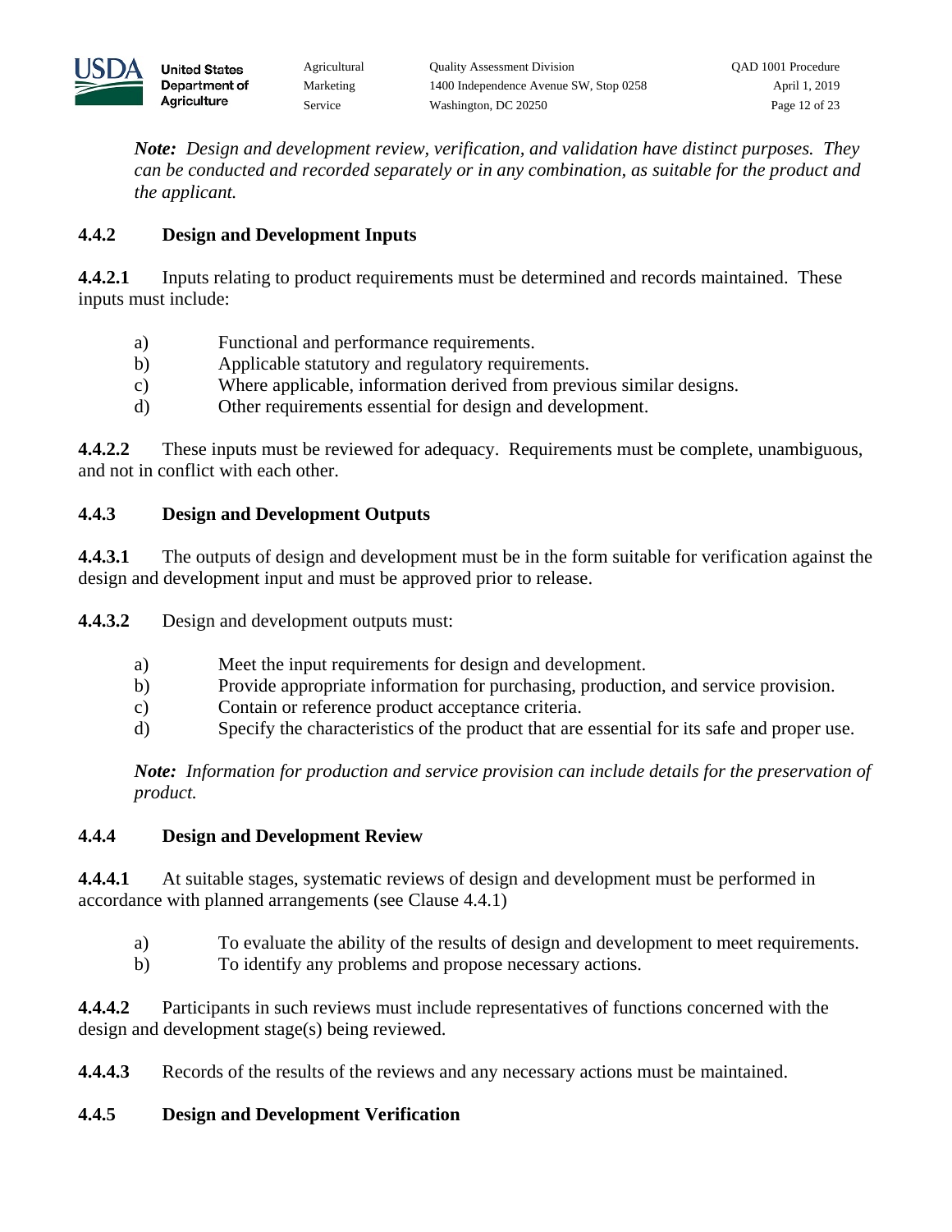*Note: Design and development review, verification, and validation have distinct purposes. They can be conducted and recorded separately or in any combination, as suitable for the product and the applicant.*

### 4.4.2 Design and Development Inputs

**4.4.2.1** Inputs relating to product requirements must be determined and records maintained. These inputs must include:

a) Functional and performance requirements.
b) Applicable statutory and regulatory requirements.
c) Where applicable, information derived from previous similar designs.
d) Other requirements essential for design and development.

**4.4.2.2** These inputs must be reviewed for adequacy. Requirements must be complete, unambiguous, and not in conflict with each other.

### 4.4.3 Design and Development Outputs

**4.4.3.1** The outputs of design and development must be in the form suitable for verification against the design and development input and must be approved prior to release.

**4.4.3.2** Design and development outputs must:

a) Meet the input requirements for design and development.
b) Provide appropriate information for purchasing, production, and service provision.
c) Contain or reference product acceptance criteria.
d) Specify the characteristics of the product that are essential for its safe and proper use.

*Note: Information for production and service provision can include details for the preservation of product.*

### 4.4.4 Design and Development Review

**4.4.4.1** At suitable stages, systematic reviews of design and development must be performed in accordance with planned arrangements (see Clause 4.4.1)

a) To evaluate the ability of the results of design and development to meet requirements.
b) To identify any problems and propose necessary actions.

**4.4.4.2** Participants in such reviews must include representatives of functions concerned with the design and development stage(s) being reviewed.

**4.4.4.3** Records of the results of the reviews and any necessary actions must be maintained.

### 4.4.5 Design and Development Verification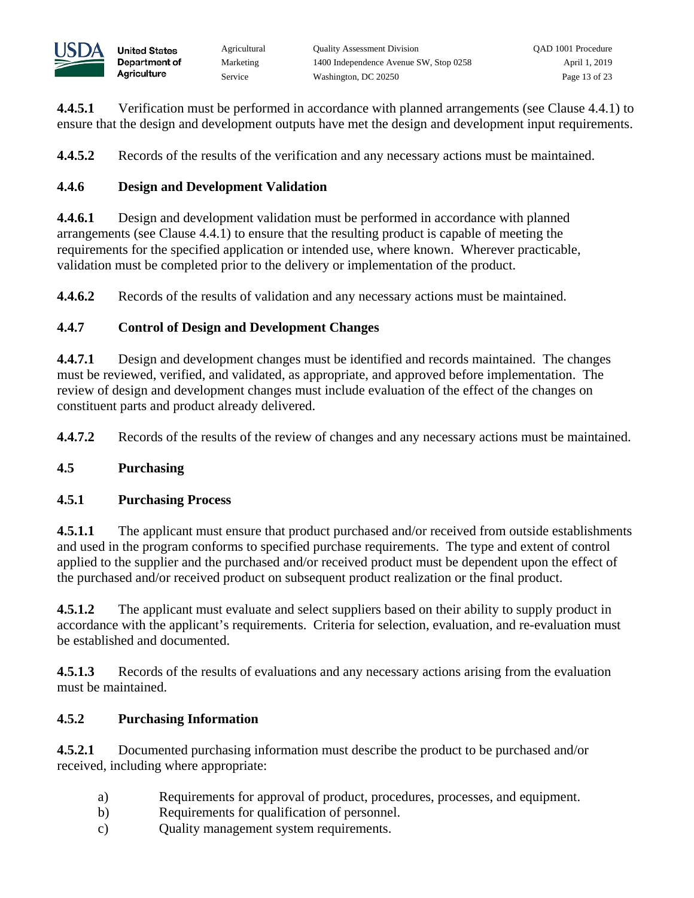**4.4.5.1** Verification must be performed in accordance with planned arrangements (see Clause 4.4.1) to ensure that the design and development outputs have met the design and development input requirements.

**4.4.5.2** Records of the results of the verification and any necessary actions must be maintained.

### 4.4.6 Design and Development Validation

**4.4.6.1** Design and development validation must be performed in accordance with planned arrangements (see Clause 4.4.1) to ensure that the resulting product is capable of meeting the requirements for the specified application or intended use, where known. Wherever practicable, validation must be completed prior to the delivery or implementation of the product.

**4.4.6.2** Records of the results of validation and any necessary actions must be maintained.

### 4.4.7 Control of Design and Development Changes

**4.4.7.1** Design and development changes must be identified and records maintained. The changes must be reviewed, verified, and validated, as appropriate, and approved before implementation. The review of design and development changes must include evaluation of the effect of the changes on constituent parts and product already delivered.

**4.4.7.2** Records of the results of the review of changes and any necessary actions must be maintained.

## 4.5 Purchasing

### 4.5.1 Purchasing Process

**4.5.1.1** The applicant must ensure that product purchased and/or received from outside establishments and used in the program conforms to specified purchase requirements. The type and extent of control applied to the supplier and the purchased and/or received product must be dependent upon the effect of the purchased and/or received product on subsequent product realization or the final product.

**4.5.1.2** The applicant must evaluate and select suppliers based on their ability to supply product in accordance with the applicant's requirements. Criteria for selection, evaluation, and re-evaluation must be established and documented.

**4.5.1.3** Records of the results of evaluations and any necessary actions arising from the evaluation must be maintained.

### 4.5.2 Purchasing Information

**4.5.2.1** Documented purchasing information must describe the product to be purchased and/or received, including where appropriate:

a) Requirements for approval of product, procedures, processes, and equipment.
b) Requirements for qualification of personnel.
c) Quality management system requirements.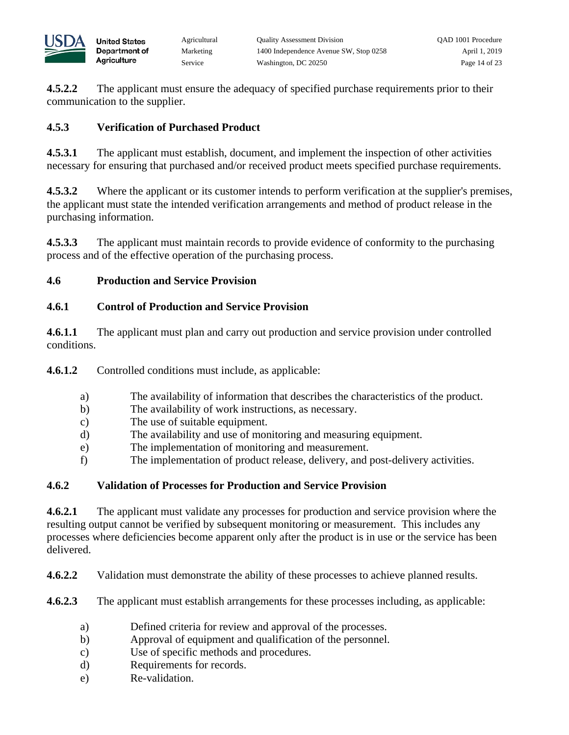**4.5.2.2** The applicant must ensure the adequacy of specified purchase requirements prior to their communication to the supplier.

### 4.5.3 Verification of Purchased Product

**4.5.3.1** The applicant must establish, document, and implement the inspection of other activities necessary for ensuring that purchased and/or received product meets specified purchase requirements.

**4.5.3.2** Where the applicant or its customer intends to perform verification at the supplier's premises, the applicant must state the intended verification arrangements and method of product release in the purchasing information.

**4.5.3.3** The applicant must maintain records to provide evidence of conformity to the purchasing process and of the effective operation of the purchasing process.

## 4.6 Production and Service Provision

### 4.6.1 Control of Production and Service Provision

**4.6.1.1** The applicant must plan and carry out production and service provision under controlled conditions.

**4.6.1.2** Controlled conditions must include, as applicable:

a) The availability of information that describes the characteristics of the product.
b) The availability of work instructions, as necessary.
c) The use of suitable equipment.
d) The availability and use of monitoring and measuring equipment.
e) The implementation of monitoring and measurement.
f) The implementation of product release, delivery, and post-delivery activities.

### 4.6.2 Validation of Processes for Production and Service Provision

**4.6.2.1** The applicant must validate any processes for production and service provision where the resulting output cannot be verified by subsequent monitoring or measurement. This includes any processes where deficiencies become apparent only after the product is in use or the service has been delivered.

**4.6.2.2** Validation must demonstrate the ability of these processes to achieve planned results.

**4.6.2.3** The applicant must establish arrangements for these processes including, as applicable:

a) Defined criteria for review and approval of the processes.
b) Approval of equipment and qualification of the personnel.
c) Use of specific methods and procedures.
d) Requirements for records.
e) Re-validation.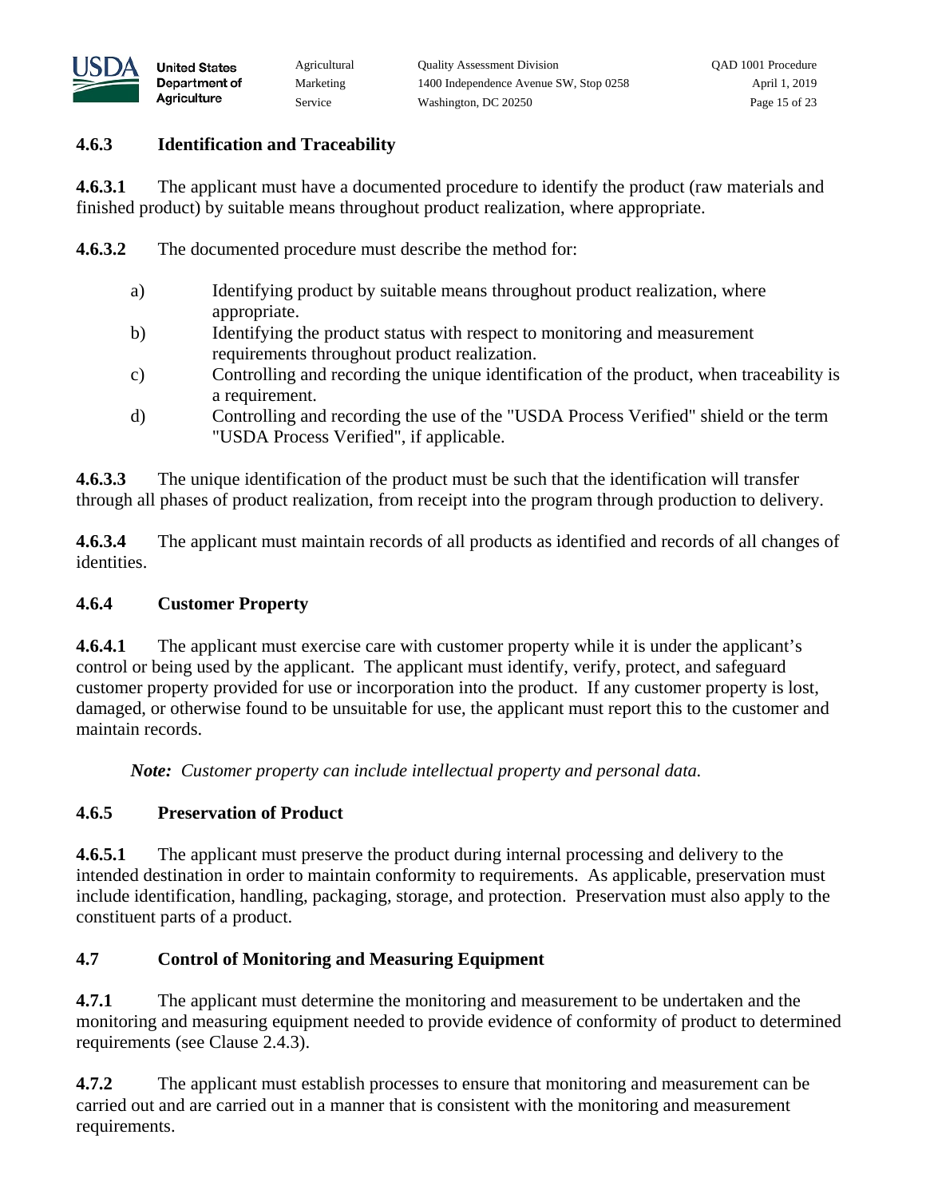### 4.6.3 Identification and Traceability

**4.6.3.1** The applicant must have a documented procedure to identify the product (raw materials and finished product) by suitable means throughout product realization, where appropriate.

**4.6.3.2** The documented procedure must describe the method for:

a) Identifying product by suitable means throughout product realization, where appropriate.
b) Identifying the product status with respect to monitoring and measurement requirements throughout product realization.
c) Controlling and recording the unique identification of the product, when traceability is a requirement.
d) Controlling and recording the use of the "USDA Process Verified" shield or the term "USDA Process Verified", if applicable.

**4.6.3.3** The unique identification of the product must be such that the identification will transfer through all phases of product realization, from receipt into the program through production to delivery.

**4.6.3.4** The applicant must maintain records of all products as identified and records of all changes of identities.

### 4.6.4 Customer Property

**4.6.4.1** The applicant must exercise care with customer property while it is under the applicant's control or being used by the applicant. The applicant must identify, verify, protect, and safeguard customer property provided for use or incorporation into the product. If any customer property is lost, damaged, or otherwise found to be unsuitable for use, the applicant must report this to the customer and maintain records.

***Note:*** *Customer property can include intellectual property and personal data.*

### 4.6.5 Preservation of Product

**4.6.5.1** The applicant must preserve the product during internal processing and delivery to the intended destination in order to maintain conformity to requirements. As applicable, preservation must include identification, handling, packaging, storage, and protection. Preservation must also apply to the constituent parts of a product.

## 4.7 Control of Monitoring and Measuring Equipment

**4.7.1** The applicant must determine the monitoring and measurement to be undertaken and the monitoring and measuring equipment needed to provide evidence of conformity of product to determined requirements (see Clause 2.4.3).

**4.7.2** The applicant must establish processes to ensure that monitoring and measurement can be carried out and are carried out in a manner that is consistent with the monitoring and measurement requirements.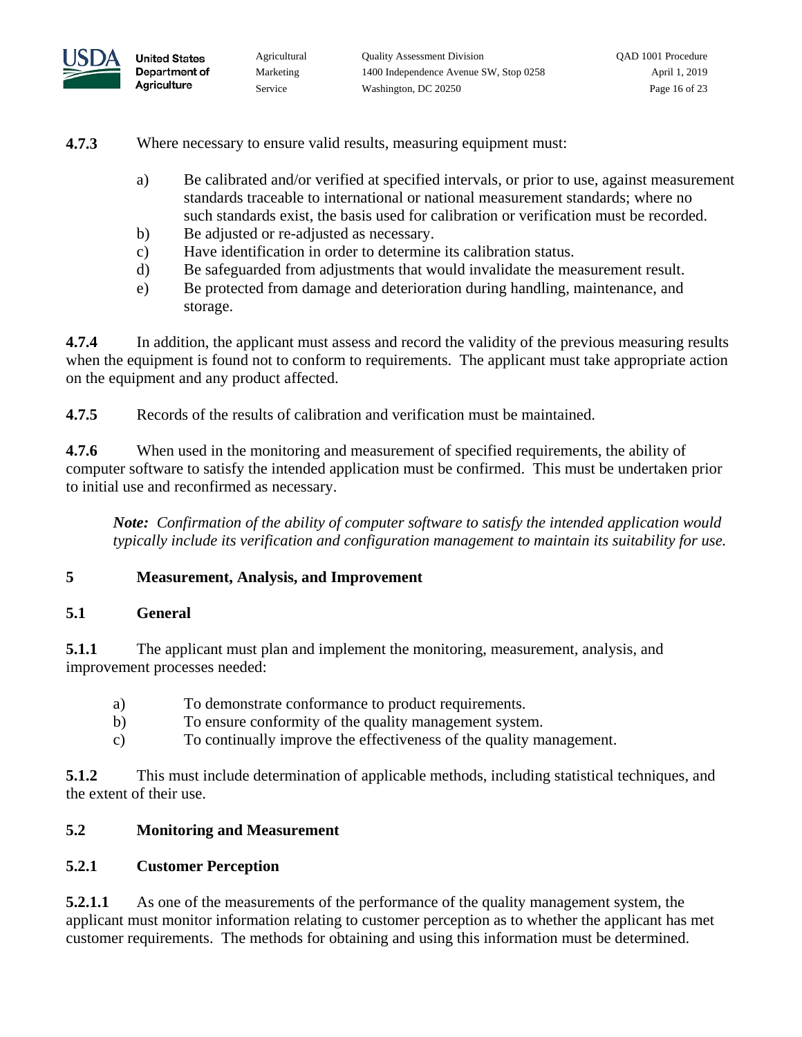**4.7.3** Where necessary to ensure valid results, measuring equipment must:

a) Be calibrated and/or verified at specified intervals, or prior to use, against measurement standards traceable to international or national measurement standards; where no such standards exist, the basis used for calibration or verification must be recorded.
b) Be adjusted or re-adjusted as necessary.
c) Have identification in order to determine its calibration status.
d) Be safeguarded from adjustments that would invalidate the measurement result.
e) Be protected from damage and deterioration during handling, maintenance, and storage.

**4.7.4** In addition, the applicant must assess and record the validity of the previous measuring results when the equipment is found not to conform to requirements. The applicant must take appropriate action on the equipment and any product affected.

**4.7.5** Records of the results of calibration and verification must be maintained.

**4.7.6** When used in the monitoring and measurement of specified requirements, the ability of computer software to satisfy the intended application must be confirmed. This must be undertaken prior to initial use and reconfirmed as necessary.

> ***Note:*** *Confirmation of the ability of computer software to satisfy the intended application would typically include its verification and configuration management to maintain its suitability for use.*

## 5 Measurement, Analysis, and Improvement

### 5.1 General

**5.1.1** The applicant must plan and implement the monitoring, measurement, analysis, and improvement processes needed:

a) To demonstrate conformance to product requirements.
b) To ensure conformity of the quality management system.
c) To continually improve the effectiveness of the quality management.

**5.1.2** This must include determination of applicable methods, including statistical techniques, and the extent of their use.

### 5.2 Monitoring and Measurement

#### 5.2.1 Customer Perception

**5.2.1.1** As one of the measurements of the performance of the quality management system, the applicant must monitor information relating to customer perception as to whether the applicant has met customer requirements. The methods for obtaining and using this information must be determined.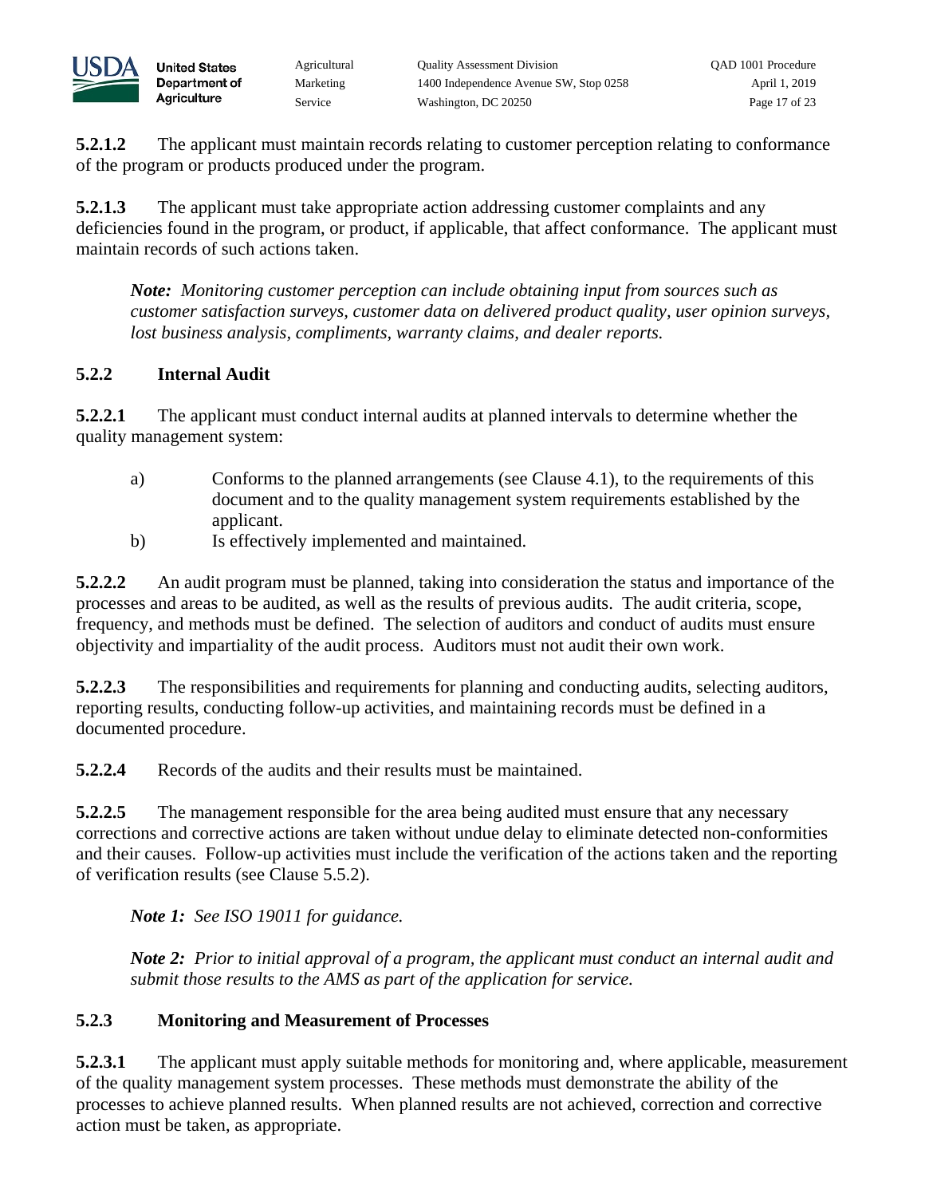**5.2.1.2** The applicant must maintain records relating to customer perception relating to conformance of the program or products produced under the program.

**5.2.1.3** The applicant must take appropriate action addressing customer complaints and any deficiencies found in the program, or product, if applicable, that affect conformance. The applicant must maintain records of such actions taken.

> ***Note:*** *Monitoring customer perception can include obtaining input from sources such as customer satisfaction surveys, customer data on delivered product quality, user opinion surveys, lost business analysis, compliments, warranty claims, and dealer reports.*

### 5.2.2 Internal Audit

**5.2.2.1** The applicant must conduct internal audits at planned intervals to determine whether the quality management system:

a) Conforms to the planned arrangements (see Clause 4.1), to the requirements of this document and to the quality management system requirements established by the applicant.

b) Is effectively implemented and maintained.

**5.2.2.2** An audit program must be planned, taking into consideration the status and importance of the processes and areas to be audited, as well as the results of previous audits. The audit criteria, scope, frequency, and methods must be defined. The selection of auditors and conduct of audits must ensure objectivity and impartiality of the audit process. Auditors must not audit their own work.

**5.2.2.3** The responsibilities and requirements for planning and conducting audits, selecting auditors, reporting results, conducting follow-up activities, and maintaining records must be defined in a documented procedure.

**5.2.2.4** Records of the audits and their results must be maintained.

**5.2.2.5** The management responsible for the area being audited must ensure that any necessary corrections and corrective actions are taken without undue delay to eliminate detected non-conformities and their causes. Follow-up activities must include the verification of the actions taken and the reporting of verification results (see Clause 5.5.2).

> ***Note 1:*** *See ISO 19011 for guidance.*
>
> ***Note 2:*** *Prior to initial approval of a program, the applicant must conduct an internal audit and submit those results to the AMS as part of the application for service.*

### 5.2.3 Monitoring and Measurement of Processes

**5.2.3.1** The applicant must apply suitable methods for monitoring and, where applicable, measurement of the quality management system processes. These methods must demonstrate the ability of the processes to achieve planned results. When planned results are not achieved, correction and corrective action must be taken, as appropriate.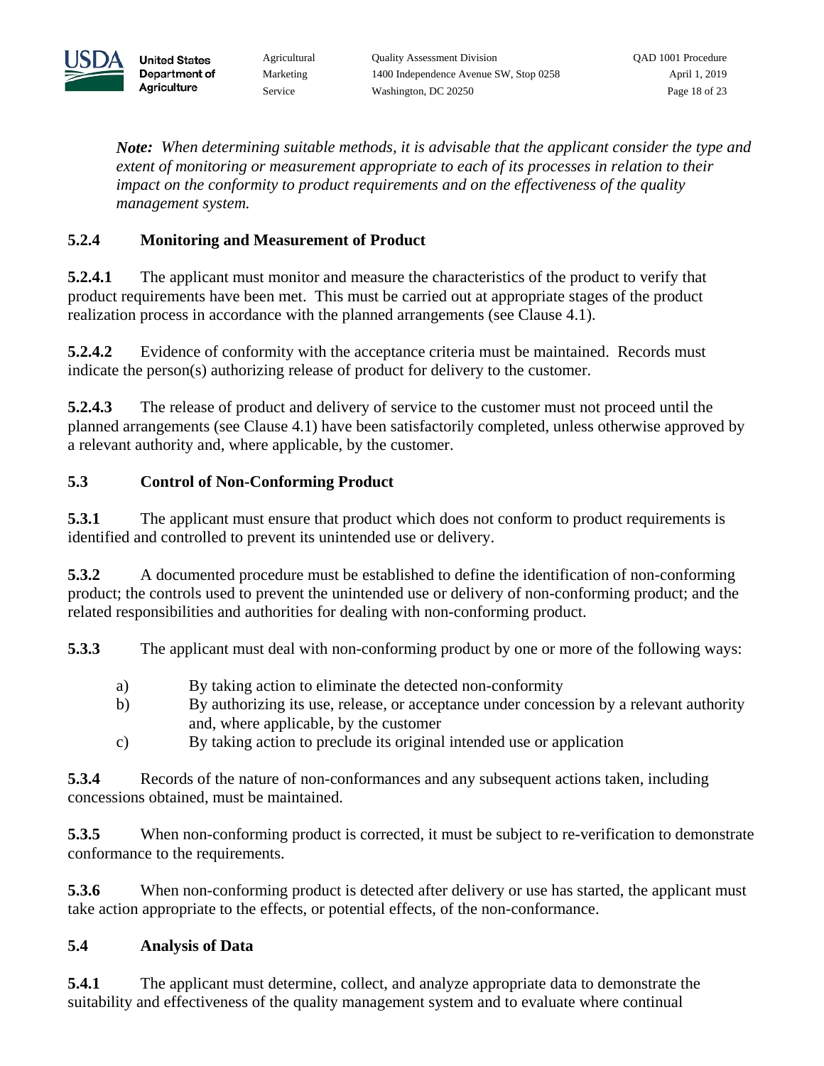***Note:*** *When determining suitable methods, it is advisable that the applicant consider the type and extent of monitoring or measurement appropriate to each of its processes in relation to their impact on the conformity to product requirements and on the effectiveness of the quality management system.*

### 5.2.4 Monitoring and Measurement of Product

**5.2.4.1** The applicant must monitor and measure the characteristics of the product to verify that product requirements have been met. This must be carried out at appropriate stages of the product realization process in accordance with the planned arrangements (see Clause 4.1).

**5.2.4.2** Evidence of conformity with the acceptance criteria must be maintained. Records must indicate the person(s) authorizing release of product for delivery to the customer.

**5.2.4.3** The release of product and delivery of service to the customer must not proceed until the planned arrangements (see Clause 4.1) have been satisfactorily completed, unless otherwise approved by a relevant authority and, where applicable, by the customer.

### 5.3 Control of Non-Conforming Product

**5.3.1** The applicant must ensure that product which does not conform to product requirements is identified and controlled to prevent its unintended use or delivery.

**5.3.2** A documented procedure must be established to define the identification of non-conforming product; the controls used to prevent the unintended use or delivery of non-conforming product; and the related responsibilities and authorities for dealing with non-conforming product.

**5.3.3** The applicant must deal with non-conforming product by one or more of the following ways:

a) By taking action to eliminate the detected non-conformity
b) By authorizing its use, release, or acceptance under concession by a relevant authority and, where applicable, by the customer
c) By taking action to preclude its original intended use or application

**5.3.4** Records of the nature of non-conformances and any subsequent actions taken, including concessions obtained, must be maintained.

**5.3.5** When non-conforming product is corrected, it must be subject to re-verification to demonstrate conformance to the requirements.

**5.3.6** When non-conforming product is detected after delivery or use has started, the applicant must take action appropriate to the effects, or potential effects, of the non-conformance.

### 5.4 Analysis of Data

**5.4.1** The applicant must determine, collect, and analyze appropriate data to demonstrate the suitability and effectiveness of the quality management system and to evaluate where continual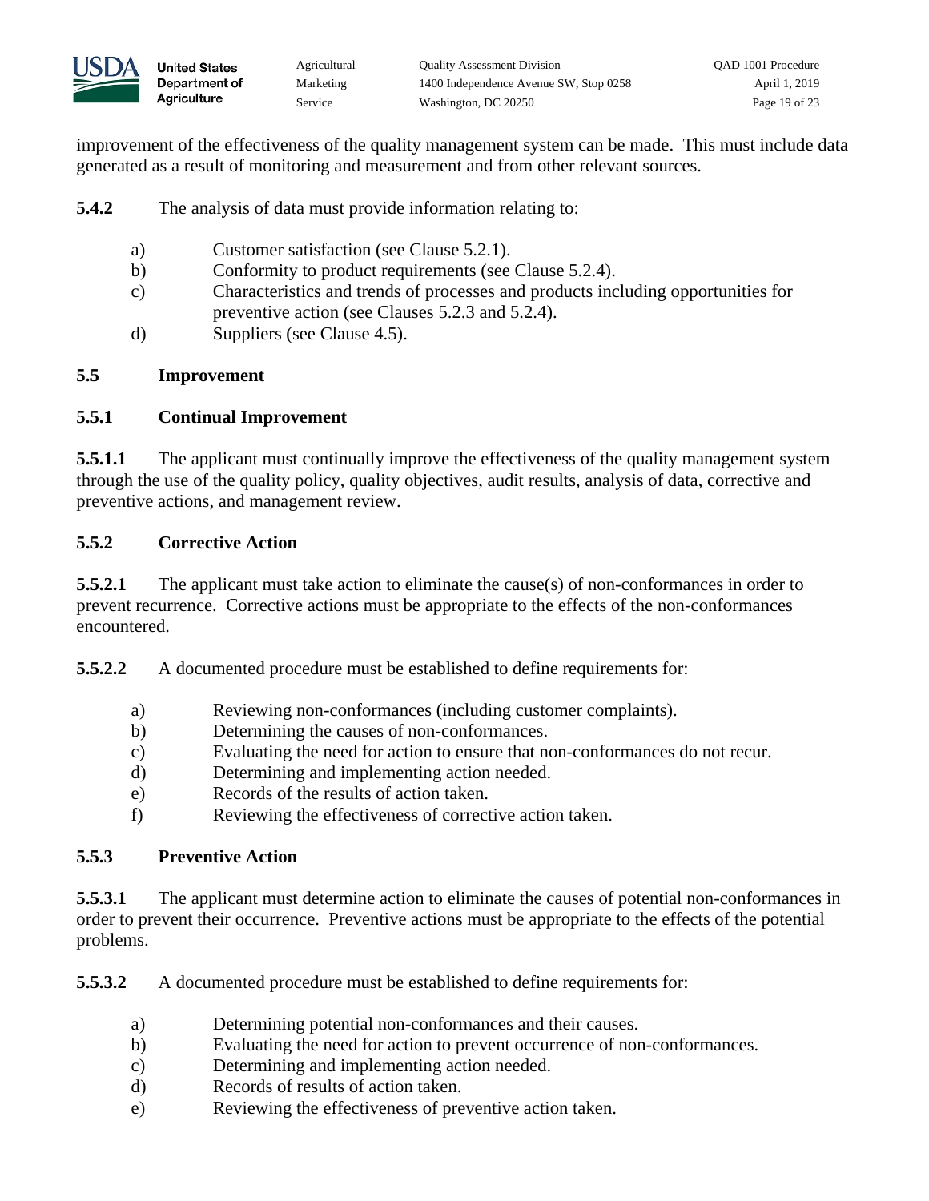improvement of the effectiveness of the quality management system can be made. This must include data generated as a result of monitoring and measurement and from other relevant sources.

**5.4.2** The analysis of data must provide information relating to:

a) Customer satisfaction (see Clause 5.2.1).
b) Conformity to product requirements (see Clause 5.2.4).
c) Characteristics and trends of processes and products including opportunities for preventive action (see Clauses 5.2.3 and 5.2.4).
d) Suppliers (see Clause 4.5).

## 5.5 Improvement

### 5.5.1 Continual Improvement

**5.5.1.1** The applicant must continually improve the effectiveness of the quality management system through the use of the quality policy, quality objectives, audit results, analysis of data, corrective and preventive actions, and management review.

### 5.5.2 Corrective Action

**5.5.2.1** The applicant must take action to eliminate the cause(s) of non-conformances in order to prevent recurrence. Corrective actions must be appropriate to the effects of the non-conformances encountered.

**5.5.2.2** A documented procedure must be established to define requirements for:

a) Reviewing non-conformances (including customer complaints).
b) Determining the causes of non-conformances.
c) Evaluating the need for action to ensure that non-conformances do not recur.
d) Determining and implementing action needed.
e) Records of the results of action taken.
f) Reviewing the effectiveness of corrective action taken.

### 5.5.3 Preventive Action

**5.5.3.1** The applicant must determine action to eliminate the causes of potential non-conformances in order to prevent their occurrence. Preventive actions must be appropriate to the effects of the potential problems.

**5.5.3.2** A documented procedure must be established to define requirements for:

a) Determining potential non-conformances and their causes.
b) Evaluating the need for action to prevent occurrence of non-conformances.
c) Determining and implementing action needed.
d) Records of results of action taken.
e) Reviewing the effectiveness of preventive action taken.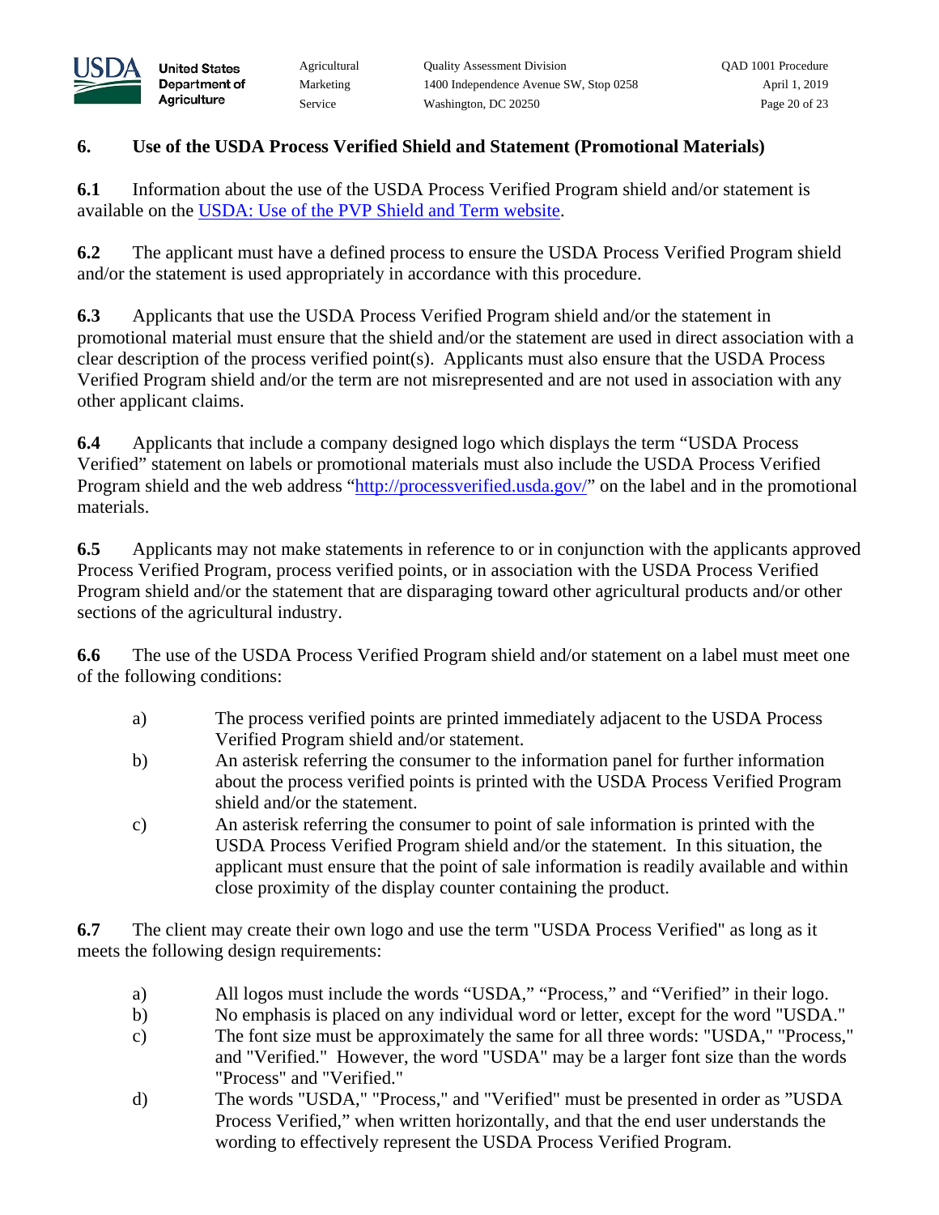## 6. Use of the USDA Process Verified Shield and Statement (Promotional Materials)

**6.1** Information about the use of the USDA Process Verified Program shield and/or statement is available on the [USDA: Use of the PVP Shield and Term website](USDA: Use of the PVP Shield and Term website).

**6.2** The applicant must have a defined process to ensure the USDA Process Verified Program shield and/or the statement is used appropriately in accordance with this procedure.

**6.3** Applicants that use the USDA Process Verified Program shield and/or the statement in promotional material must ensure that the shield and/or the statement are used in direct association with a clear description of the process verified point(s). Applicants must also ensure that the USDA Process Verified Program shield and/or the term are not misrepresented and are not used in association with any other applicant claims.

**6.4** Applicants that include a company designed logo which displays the term "USDA Process Verified" statement on labels or promotional materials must also include the USDA Process Verified Program shield and the web address "http://processverified.usda.gov/" on the label and in the promotional materials.

**6.5** Applicants may not make statements in reference to or in conjunction with the applicants approved Process Verified Program, process verified points, or in association with the USDA Process Verified Program shield and/or the statement that are disparaging toward other agricultural products and/or other sections of the agricultural industry.

**6.6** The use of the USDA Process Verified Program shield and/or statement on a label must meet one of the following conditions:

a) The process verified points are printed immediately adjacent to the USDA Process Verified Program shield and/or statement.

b) An asterisk referring the consumer to the information panel for further information about the process verified points is printed with the USDA Process Verified Program shield and/or the statement.

c) An asterisk referring the consumer to point of sale information is printed with the USDA Process Verified Program shield and/or the statement. In this situation, the applicant must ensure that the point of sale information is readily available and within close proximity of the display counter containing the product.

**6.7** The client may create their own logo and use the term "USDA Process Verified" as long as it meets the following design requirements:

a) All logos must include the words "USDA," "Process," and "Verified" in their logo.

b) No emphasis is placed on any individual word or letter, except for the word "USDA."

c) The font size must be approximately the same for all three words: "USDA," "Process," and "Verified." However, the word "USDA" may be a larger font size than the words "Process" and "Verified."

d) The words "USDA," "Process," and "Verified" must be presented in order as "USDA Process Verified," when written horizontally, and that the end user understands the wording to effectively represent the USDA Process Verified Program.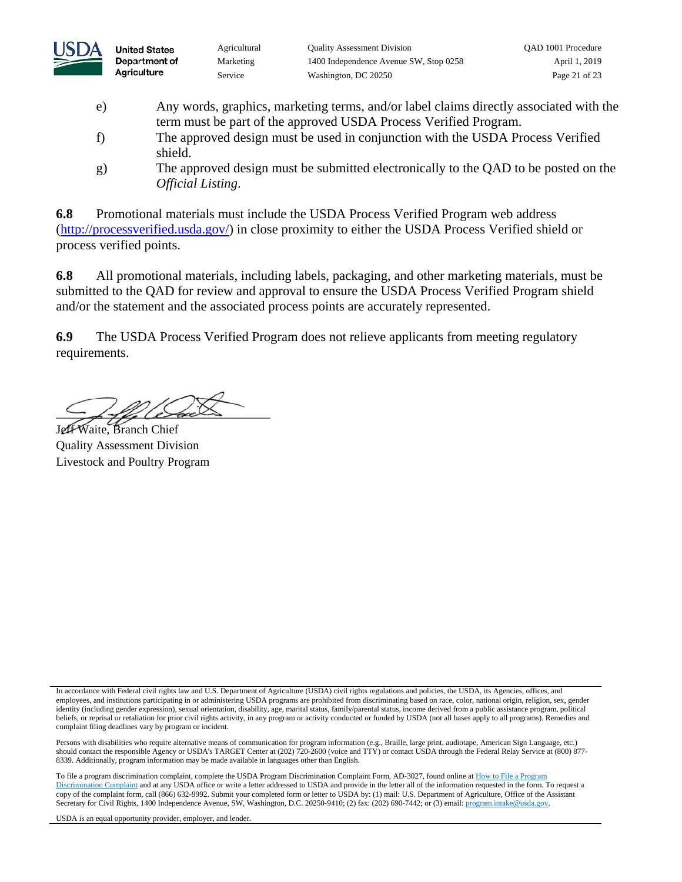e) Any words, graphics, marketing terms, and/or label claims directly associated with the term must be part of the approved USDA Process Verified Program.

f) The approved design must be used in conjunction with the USDA Process Verified shield.

g) The approved design must be submitted electronically to the QAD to be posted on the *Official Listing*.

**6.8** Promotional materials must include the USDA Process Verified Program web address (http://processverified.usda.gov/) in close proximity to either the USDA Process Verified shield or process verified points.

**6.8** All promotional materials, including labels, packaging, and other marketing materials, must be submitted to the QAD for review and approval to ensure the USDA Process Verified Program shield and/or the statement and the associated process points are accurately represented.

**6.9** The USDA Process Verified Program does not relieve applicants from meeting regulatory requirements.

Jeff Waite, Branch Chief
Quality Assessment Division
Livestock and Poultry Program

In accordance with Federal civil rights law and U.S. Department of Agriculture (USDA) civil rights regulations and policies, the USDA, its Agencies, offices, and employees, and institutions participating in or administering USDA programs are prohibited from discriminating based on race, color, national origin, religion, sex, gender identity (including gender expression), sexual orientation, disability, age, marital status, family/parental status, income derived from a public assistance program, political beliefs, or reprisal or retaliation for prior civil rights activity, in any program or activity conducted or funded by USDA (not all bases apply to all programs). Remedies and complaint filing deadlines vary by program or incident.

Persons with disabilities who require alternative means of communication for program information (e.g., Braille, large print, audiotape, American Sign Language, etc.) should contact the responsible Agency or USDA's TARGET Center at (202) 720-2600 (voice and TTY) or contact USDA through the Federal Relay Service at (800) 877-8339. Additionally, program information may be made available in languages other than English.

To file a program discrimination complaint, complete the USDA Program Discrimination Complaint Form, AD-3027, found online at How to File a Program Discrimination Complaint and at any USDA office or write a letter addressed to USDA and provide in the letter all of the information requested in the form. To request a copy of the complaint form, call (866) 632-9992. Submit your completed form or letter to USDA by: (1) mail: U.S. Department of Agriculture, Office of the Assistant Secretary for Civil Rights, 1400 Independence Avenue, SW, Washington, D.C. 20250-9410; (2) fax: (202) 690-7442; or (3) email: program.intake@usda.gov.

USDA is an equal opportunity provider, employer, and lender.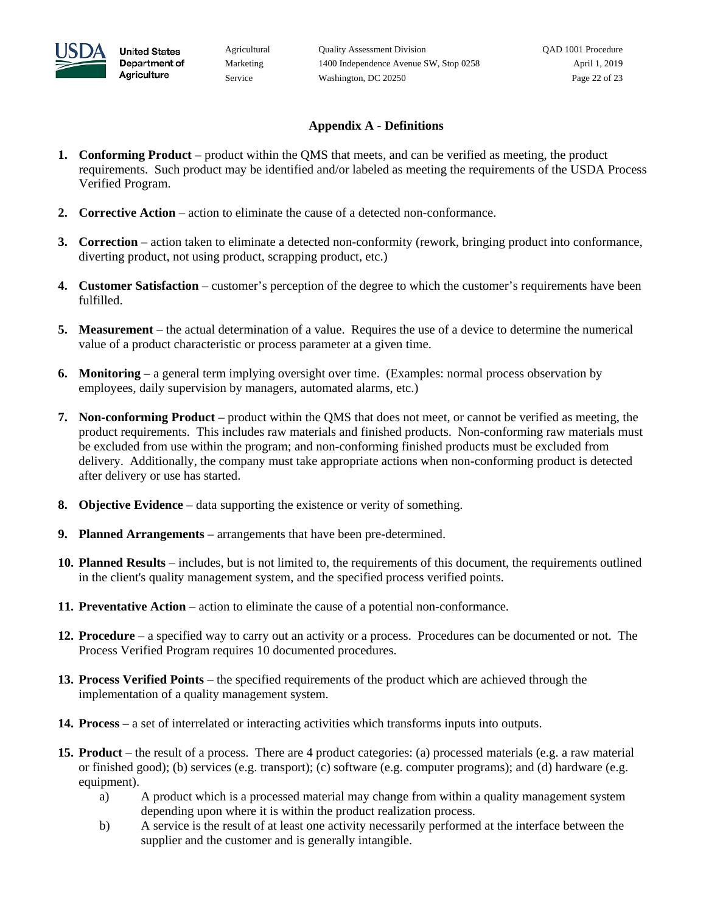## Appendix A - Definitions

1. **Conforming Product** – product within the QMS that meets, and can be verified as meeting, the product requirements. Such product may be identified and/or labeled as meeting the requirements of the USDA Process Verified Program.

2. **Corrective Action** – action to eliminate the cause of a detected non-conformance.

3. **Correction** – action taken to eliminate a detected non-conformity (rework, bringing product into conformance, diverting product, not using product, scrapping product, etc.)

4. **Customer Satisfaction** – customer's perception of the degree to which the customer's requirements have been fulfilled.

5. **Measurement** – the actual determination of a value. Requires the use of a device to determine the numerical value of a product characteristic or process parameter at a given time.

6. **Monitoring** – a general term implying oversight over time. (Examples: normal process observation by employees, daily supervision by managers, automated alarms, etc.)

7. **Non-conforming Product** – product within the QMS that does not meet, or cannot be verified as meeting, the product requirements. This includes raw materials and finished products. Non-conforming raw materials must be excluded from use within the program; and non-conforming finished products must be excluded from delivery. Additionally, the company must take appropriate actions when non-conforming product is detected after delivery or use has started.

8. **Objective Evidence** – data supporting the existence or verity of something.

9. **Planned Arrangements** – arrangements that have been pre-determined.

10. **Planned Results** – includes, but is not limited to, the requirements of this document, the requirements outlined in the client's quality management system, and the specified process verified points.

11. **Preventative Action** – action to eliminate the cause of a potential non-conformance.

12. **Procedure** – a specified way to carry out an activity or a process. Procedures can be documented or not. The Process Verified Program requires 10 documented procedures.

13. **Process Verified Points** – the specified requirements of the product which are achieved through the implementation of a quality management system.

14. **Process** – a set of interrelated or interacting activities which transforms inputs into outputs.

15. **Product** – the result of a process. There are 4 product categories: (a) processed materials (e.g. a raw material or finished good); (b) services (e.g. transport); (c) software (e.g. computer programs); and (d) hardware (e.g. equipment).
    a) A product which is a processed material may change from within a quality management system depending upon where it is within the product realization process.
    b) A service is the result of at least one activity necessarily performed at the interface between the supplier and the customer and is generally intangible.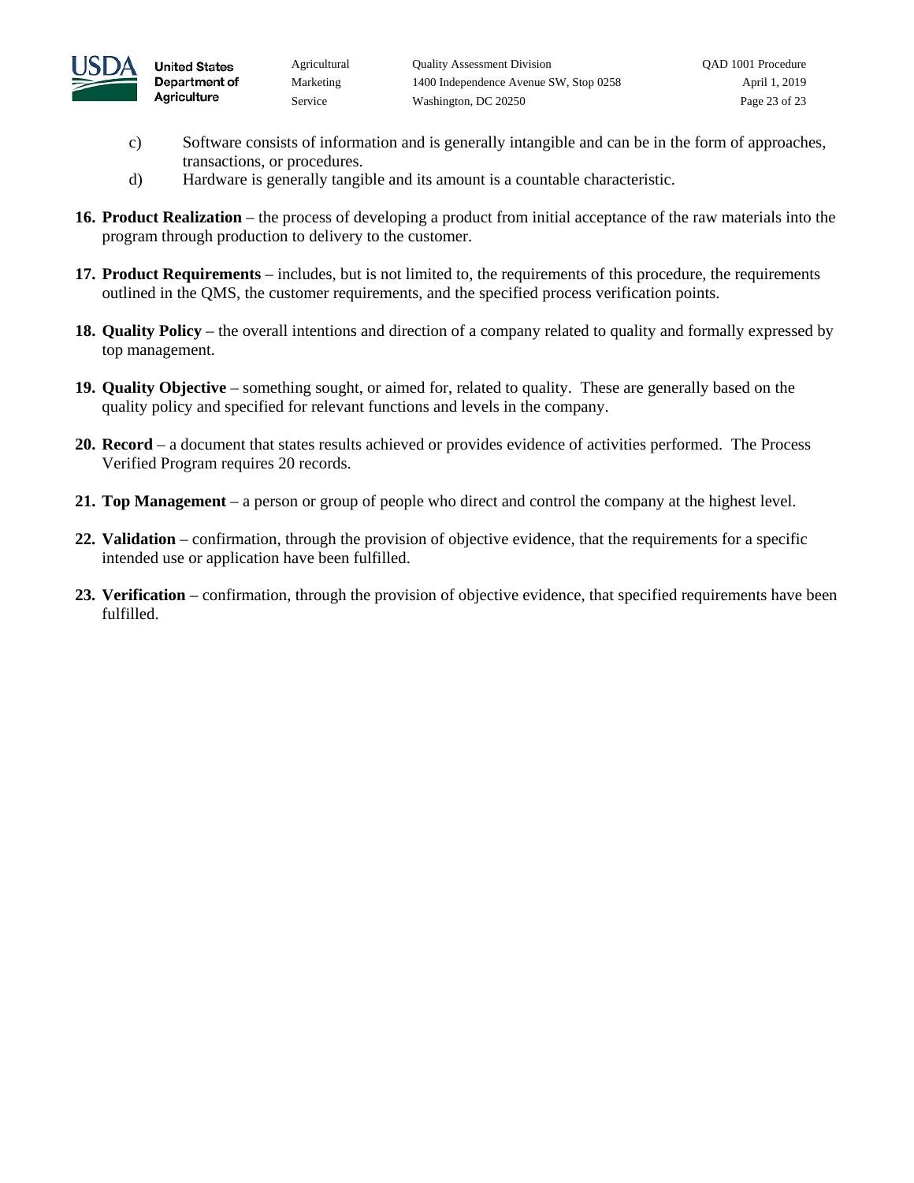c) Software consists of information and is generally intangible and can be in the form of approaches, transactions, or procedures.

d) Hardware is generally tangible and its amount is a countable characteristic.

16. **Product Realization** – the process of developing a product from initial acceptance of the raw materials into the program through production to delivery to the customer.

17. **Product Requirements** – includes, but is not limited to, the requirements of this procedure, the requirements outlined in the QMS, the customer requirements, and the specified process verification points.

18. **Quality Policy** – the overall intentions and direction of a company related to quality and formally expressed by top management.

19. **Quality Objective** – something sought, or aimed for, related to quality. These are generally based on the quality policy and specified for relevant functions and levels in the company.

20. **Record** – a document that states results achieved or provides evidence of activities performed. The Process Verified Program requires 20 records.

21. **Top Management** – a person or group of people who direct and control the company at the highest level.

22. **Validation** – confirmation, through the provision of objective evidence, that the requirements for a specific intended use or application have been fulfilled.

23. **Verification** – confirmation, through the provision of objective evidence, that specified requirements have been fulfilled.